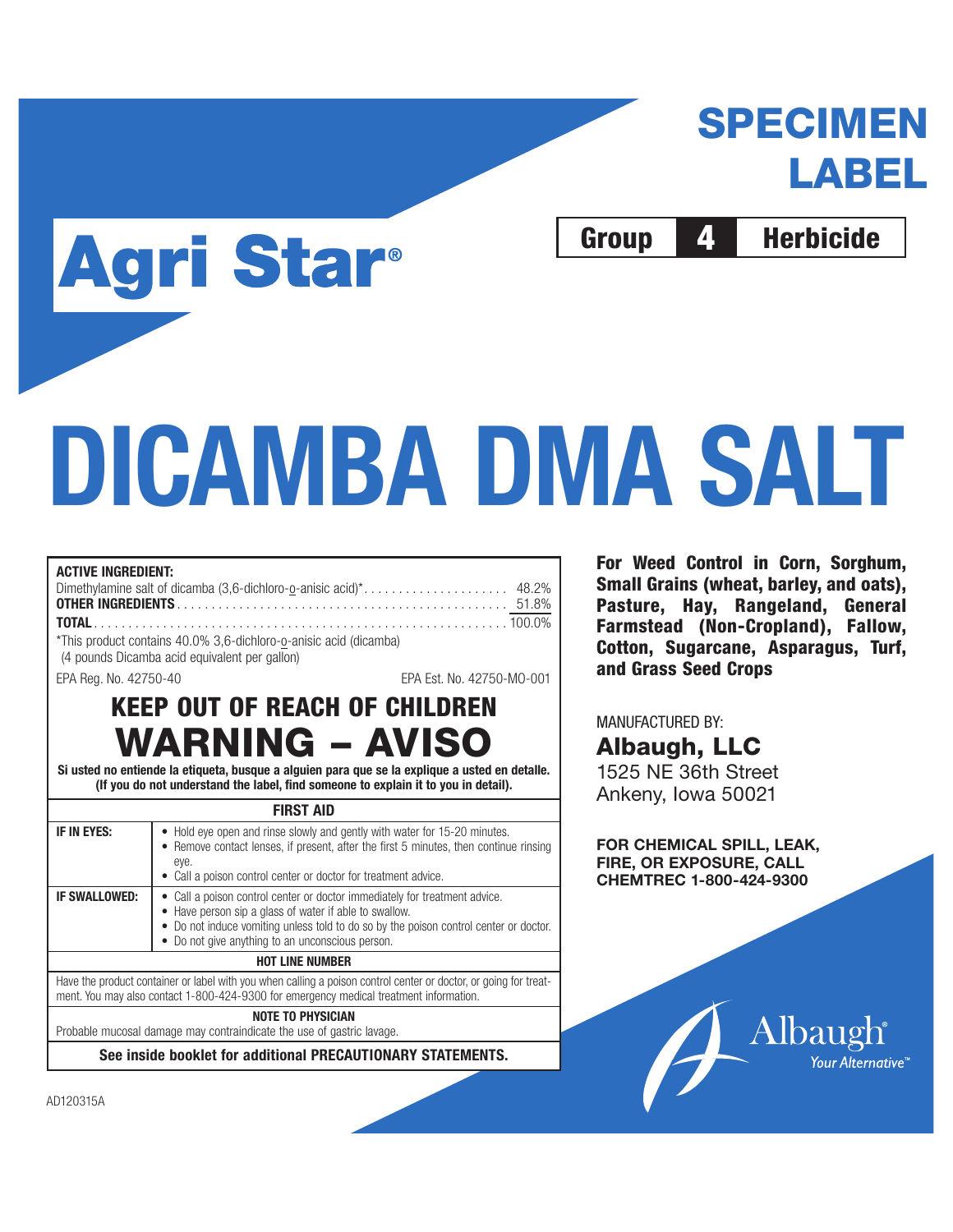# SPECIMEN LABEL

**Group 4 Herbicide**

# Agri Star®

# DICAMBA DMA SALT

**ACTIVE INGREDIENT:**

| | |
|---|---|
| Dimethylamine salt of dicamba (3,6-dichloro-o-anisic acid)* | 48.2% |
| **OTHER INGREDIENTS** | 51.8% |
| **TOTAL** | 100.0% |

*This product contains 40.0% 3,6-dichloro-o-anisic acid (dicamba) (4 pounds Dicamba acid equivalent per gallon)

EPA Reg. No. 42750-40 EPA Est. No. 42750-MO-001

## KEEP OUT OF REACH OF CHILDREN

## WARNING – AVISO

**Si usted no entiende la etiqueta, busque a alguien para que se la explique a usted en detalle. (If you do not understand the label, find someone to explain it to you in detail).**

| FIRST AID | |
|---|---|
| **IF IN EYES:** | • Hold eye open and rinse slowly and gently with water for 15-20 minutes.<br>• Remove contact lenses, if present, after the first 5 minutes, then continue rinsing eye.<br>• Call a poison control center or doctor for treatment advice. |
| **IF SWALLOWED:** | • Call a poison control center or doctor immediately for treatment advice.<br>• Have person sip a glass of water if able to swallow.<br>• Do not induce vomiting unless told to do so by the poison control center or doctor.<br>• Do not give anything to an unconscious person. |

**HOT LINE NUMBER**

Have the product container or label with you when calling a poison control center or doctor, or going for treatment. You may also contact 1-800-424-9300 for emergency medical treatment information.

**NOTE TO PHYSICIAN**

Probable mucosal damage may contraindicate the use of gastric lavage.

**See inside booklet for additional PRECAUTIONARY STATEMENTS.**

**For Weed Control in Corn, Sorghum, Small Grains (wheat, barley, and oats), Pasture, Hay, Rangeland, General Farmstead (Non-Cropland), Fallow, Cotton, Sugarcane, Asparagus, Turf, and Grass Seed Crops**

MANUFACTURED BY:

**Albaugh, LLC**
1525 NE 36th Street
Ankeny, Iowa 50021

**FOR CHEMICAL SPILL, LEAK, FIRE, OR EXPOSURE, CALL CHEMTREC 1-800-424-9300**

Albaugh® Your Alternative™

AD120315A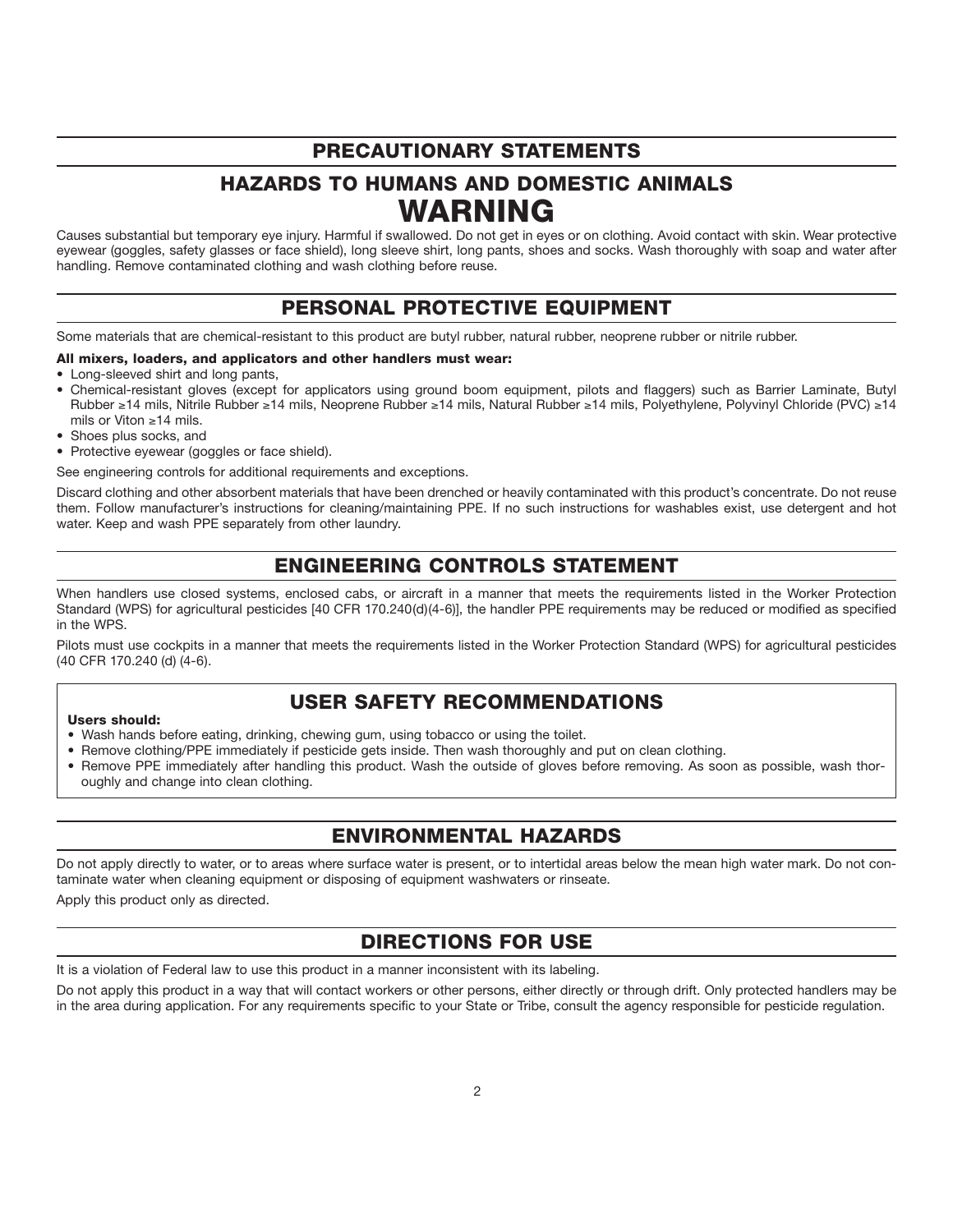## PRECAUTIONARY STATEMENTS

## HAZARDS TO HUMANS AND DOMESTIC ANIMALS

# WARNING

Causes substantial but temporary eye injury. Harmful if swallowed. Do not get in eyes or on clothing. Avoid contact with skin. Wear protective eyewear (goggles, safety glasses or face shield), long sleeve shirt, long pants, shoes and socks. Wash thoroughly with soap and water after handling. Remove contaminated clothing and wash clothing before reuse.

## PERSONAL PROTECTIVE EQUIPMENT

Some materials that are chemical-resistant to this product are butyl rubber, natural rubber, neoprene rubber or nitrile rubber.

**All mixers, loaders, and applicators and other handlers must wear:**

- Long-sleeved shirt and long pants,
- Chemical-resistant gloves (except for applicators using ground boom equipment, pilots and flaggers) such as Barrier Laminate, Butyl Rubber ≥14 mils, Nitrile Rubber ≥14 mils, Neoprene Rubber ≥14 mils, Natural Rubber ≥14 mils, Polyethylene, Polyvinyl Chloride (PVC) ≥14 mils or Viton ≥14 mils.
- Shoes plus socks, and
- Protective eyewear (goggles or face shield).

See engineering controls for additional requirements and exceptions.

Discard clothing and other absorbent materials that have been drenched or heavily contaminated with this product's concentrate. Do not reuse them. Follow manufacturer's instructions for cleaning/maintaining PPE. If no such instructions for washables exist, use detergent and hot water. Keep and wash PPE separately from other laundry.

## ENGINEERING CONTROLS STATEMENT

When handlers use closed systems, enclosed cabs, or aircraft in a manner that meets the requirements listed in the Worker Protection Standard (WPS) for agricultural pesticides [40 CFR 170.240(d)(4-6)], the handler PPE requirements may be reduced or modified as specified in the WPS.

Pilots must use cockpits in a manner that meets the requirements listed in the Worker Protection Standard (WPS) for agricultural pesticides (40 CFR 170.240 (d) (4-6).

## USER SAFETY RECOMMENDATIONS

**Users should:**

- Wash hands before eating, drinking, chewing gum, using tobacco or using the toilet.
- Remove clothing/PPE immediately if pesticide gets inside. Then wash thoroughly and put on clean clothing.
- Remove PPE immediately after handling this product. Wash the outside of gloves before removing. As soon as possible, wash thoroughly and change into clean clothing.

## ENVIRONMENTAL HAZARDS

Do not apply directly to water, or to areas where surface water is present, or to intertidal areas below the mean high water mark. Do not contaminate water when cleaning equipment or disposing of equipment washwaters or rinseate.

Apply this product only as directed.

## DIRECTIONS FOR USE

It is a violation of Federal law to use this product in a manner inconsistent with its labeling.

Do not apply this product in a way that will contact workers or other persons, either directly or through drift. Only protected handlers may be in the area during application. For any requirements specific to your State or Tribe, consult the agency responsible for pesticide regulation.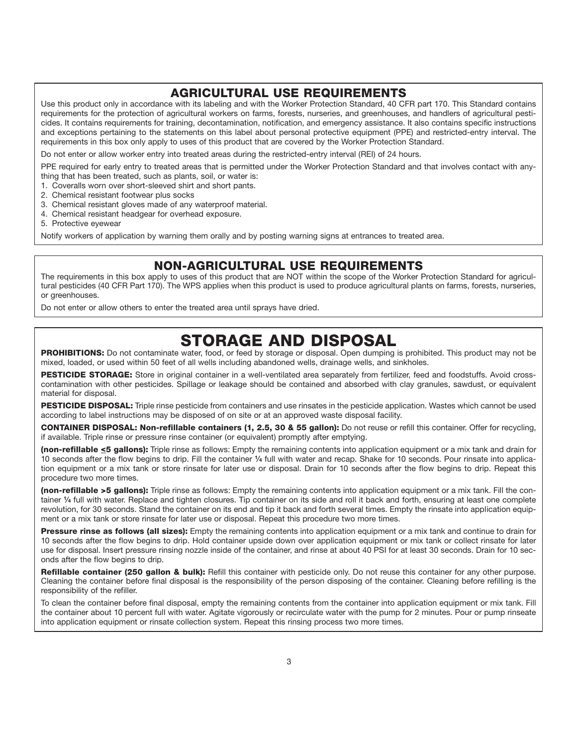## AGRICULTURAL USE REQUIREMENTS

Use this product only in accordance with its labeling and with the Worker Protection Standard, 40 CFR part 170. This Standard contains requirements for the protection of agricultural workers on farms, forests, nurseries, and greenhouses, and handlers of agricultural pesticides. It contains requirements for training, decontamination, notification, and emergency assistance. It also contains specific instructions and exceptions pertaining to the statements on this label about personal protective equipment (PPE) and restricted-entry interval. The requirements in this box only apply to uses of this product that are covered by the Worker Protection Standard.

Do not enter or allow worker entry into treated areas during the restricted-entry interval (REI) of 24 hours.

PPE required for early entry to treated areas that is permitted under the Worker Protection Standard and that involves contact with anything that has been treated, such as plants, soil, or water is:

1. Coveralls worn over short-sleeved shirt and short pants.
2. Chemical resistant footwear plus socks
3. Chemical resistant gloves made of any waterproof material.
4. Chemical resistant headgear for overhead exposure.
5. Protective eyewear

Notify workers of application by warning them orally and by posting warning signs at entrances to treated area.

## NON-AGRICULTURAL USE REQUIREMENTS

The requirements in this box apply to uses of this product that are NOT within the scope of the Worker Protection Standard for agricultural pesticides (40 CFR Part 170). The WPS applies when this product is used to produce agricultural plants on farms, forests, nurseries, or greenhouses.

Do not enter or allow others to enter the treated area until sprays have dried.

# STORAGE AND DISPOSAL

**PROHIBITIONS:** Do not contaminate water, food, or feed by storage or disposal. Open dumping is prohibited. This product may not be mixed, loaded, or used within 50 feet of all wells including abandoned wells, drainage wells, and sinkholes.

**PESTICIDE STORAGE:** Store in original container in a well-ventilated area separately from fertilizer, feed and foodstuffs. Avoid cross-contamination with other pesticides. Spillage or leakage should be contained and absorbed with clay granules, sawdust, or equivalent material for disposal.

**PESTICIDE DISPOSAL:** Triple rinse pesticide from containers and use rinsates in the pesticide application. Wastes which cannot be used according to label instructions may be disposed of on site or at an approved waste disposal facility.

**CONTAINER DISPOSAL: Non-refillable containers (1, 2.5, 30 & 55 gallon):** Do not reuse or refill this container. Offer for recycling, if available. Triple rinse or pressure rinse container (or equivalent) promptly after emptying.

**(non-refillable ≤5 gallons):** Triple rinse as follows: Empty the remaining contents into application equipment or a mix tank and drain for 10 seconds after the flow begins to drip. Fill the container ¼ full with water and recap. Shake for 10 seconds. Pour rinsate into application equipment or a mix tank or store rinsate for later use or disposal. Drain for 10 seconds after the flow begins to drip. Repeat this procedure two more times.

**(non-refillable >5 gallons):** Triple rinse as follows: Empty the remaining contents into application equipment or a mix tank. Fill the container ¼ full with water. Replace and tighten closures. Tip container on its side and roll it back and forth, ensuring at least one complete revolution, for 30 seconds. Stand the container on its end and tip it back and forth several times. Empty the rinsate into application equipment or a mix tank or store rinsate for later use or disposal. Repeat this procedure two more times.

**Pressure rinse as follows (all sizes):** Empty the remaining contents into application equipment or a mix tank and continue to drain for 10 seconds after the flow begins to drip. Hold container upside down over application equipment or mix tank or collect rinsate for later use for disposal. Insert pressure rinsing nozzle inside of the container, and rinse at about 40 PSI for at least 30 seconds. Drain for 10 seconds after the flow begins to drip.

**Refillable container (250 gallon & bulk):** Refill this container with pesticide only. Do not reuse this container for any other purpose. Cleaning the container before final disposal is the responsibility of the person disposing of the container. Cleaning before refilling is the responsibility of the refiller.

To clean the container before final disposal, empty the remaining contents from the container into application equipment or mix tank. Fill the container about 10 percent full with water. Agitate vigorously or recirculate water with the pump for 2 minutes. Pour or pump rinseate into application equipment or rinsate collection system. Repeat this rinsing process two more times.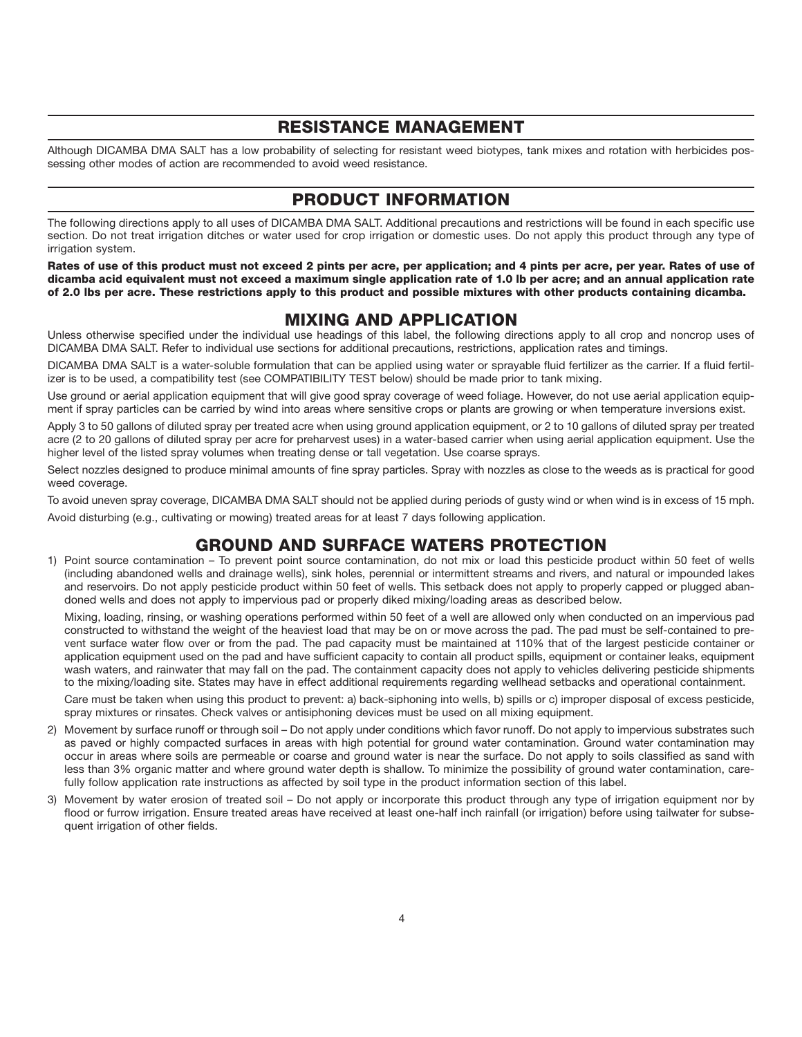## RESISTANCE MANAGEMENT

Although DICAMBA DMA SALT has a low probability of selecting for resistant weed biotypes, tank mixes and rotation with herbicides possessing other modes of action are recommended to avoid weed resistance.

## PRODUCT INFORMATION

The following directions apply to all uses of DICAMBA DMA SALT. Additional precautions and restrictions will be found in each specific use section. Do not treat irrigation ditches or water used for crop irrigation or domestic uses. Do not apply this product through any type of irrigation system.

**Rates of use of this product must not exceed 2 pints per acre, per application; and 4 pints per acre, per year. Rates of use of dicamba acid equivalent must not exceed a maximum single application rate of 1.0 lb per acre; and an annual application rate of 2.0 lbs per acre. These restrictions apply to this product and possible mixtures with other products containing dicamba.**

## MIXING AND APPLICATION

Unless otherwise specified under the individual use headings of this label, the following directions apply to all crop and noncrop uses of DICAMBA DMA SALT. Refer to individual use sections for additional precautions, restrictions, application rates and timings.

DICAMBA DMA SALT is a water-soluble formulation that can be applied using water or sprayable fluid fertilizer as the carrier. If a fluid fertilizer is to be used, a compatibility test (see COMPATIBILITY TEST below) should be made prior to tank mixing.

Use ground or aerial application equipment that will give good spray coverage of weed foliage. However, do not use aerial application equipment if spray particles can be carried by wind into areas where sensitive crops or plants are growing or when temperature inversions exist.

Apply 3 to 50 gallons of diluted spray per treated acre when using ground application equipment, or 2 to 10 gallons of diluted spray per treated acre (2 to 20 gallons of diluted spray per acre for preharvest uses) in a water-based carrier when using aerial application equipment. Use the higher level of the listed spray volumes when treating dense or tall vegetation. Use coarse sprays.

Select nozzles designed to produce minimal amounts of fine spray particles. Spray with nozzles as close to the weeds as is practical for good weed coverage.

To avoid uneven spray coverage, DICAMBA DMA SALT should not be applied during periods of gusty wind or when wind is in excess of 15 mph.

Avoid disturbing (e.g., cultivating or mowing) treated areas for at least 7 days following application.

## GROUND AND SURFACE WATERS PROTECTION

1) Point source contamination – To prevent point source contamination, do not mix or load this pesticide product within 50 feet of wells (including abandoned wells and drainage wells), sink holes, perennial or intermittent streams and rivers, and natural or impounded lakes and reservoirs. Do not apply pesticide product within 50 feet of wells. This setback does not apply to properly capped or plugged abandoned wells and does not apply to impervious pad or properly diked mixing/loading areas as described below.

   Mixing, loading, rinsing, or washing operations performed within 50 feet of a well are allowed only when conducted on an impervious pad constructed to withstand the weight of the heaviest load that may be on or move across the pad. The pad must be self-contained to prevent surface water flow over or from the pad. The pad capacity must be maintained at 110% that of the largest pesticide container or application equipment used on the pad and have sufficient capacity to contain all product spills, equipment or container leaks, equipment wash waters, and rainwater that may fall on the pad. The containment capacity does not apply to vehicles delivering pesticide shipments to the mixing/loading site. States may have in effect additional requirements regarding wellhead setbacks and operational containment.

   Care must be taken when using this product to prevent: a) back-siphoning into wells, b) spills or c) improper disposal of excess pesticide, spray mixtures or rinsates. Check valves or antisiphoning devices must be used on all mixing equipment.

2) Movement by surface runoff or through soil – Do not apply under conditions which favor runoff. Do not apply to impervious substrates such as paved or highly compacted surfaces in areas with high potential for ground water contamination. Ground water contamination may occur in areas where soils are permeable or coarse and ground water is near the surface. Do not apply to soils classified as sand with less than 3% organic matter and where ground water depth is shallow. To minimize the possibility of ground water contamination, carefully follow application rate instructions as affected by soil type in the product information section of this label.

3) Movement by water erosion of treated soil – Do not apply or incorporate this product through any type of irrigation equipment nor by flood or furrow irrigation. Ensure treated areas have received at least one-half inch rainfall (or irrigation) before using tailwater for subsequent irrigation of other fields.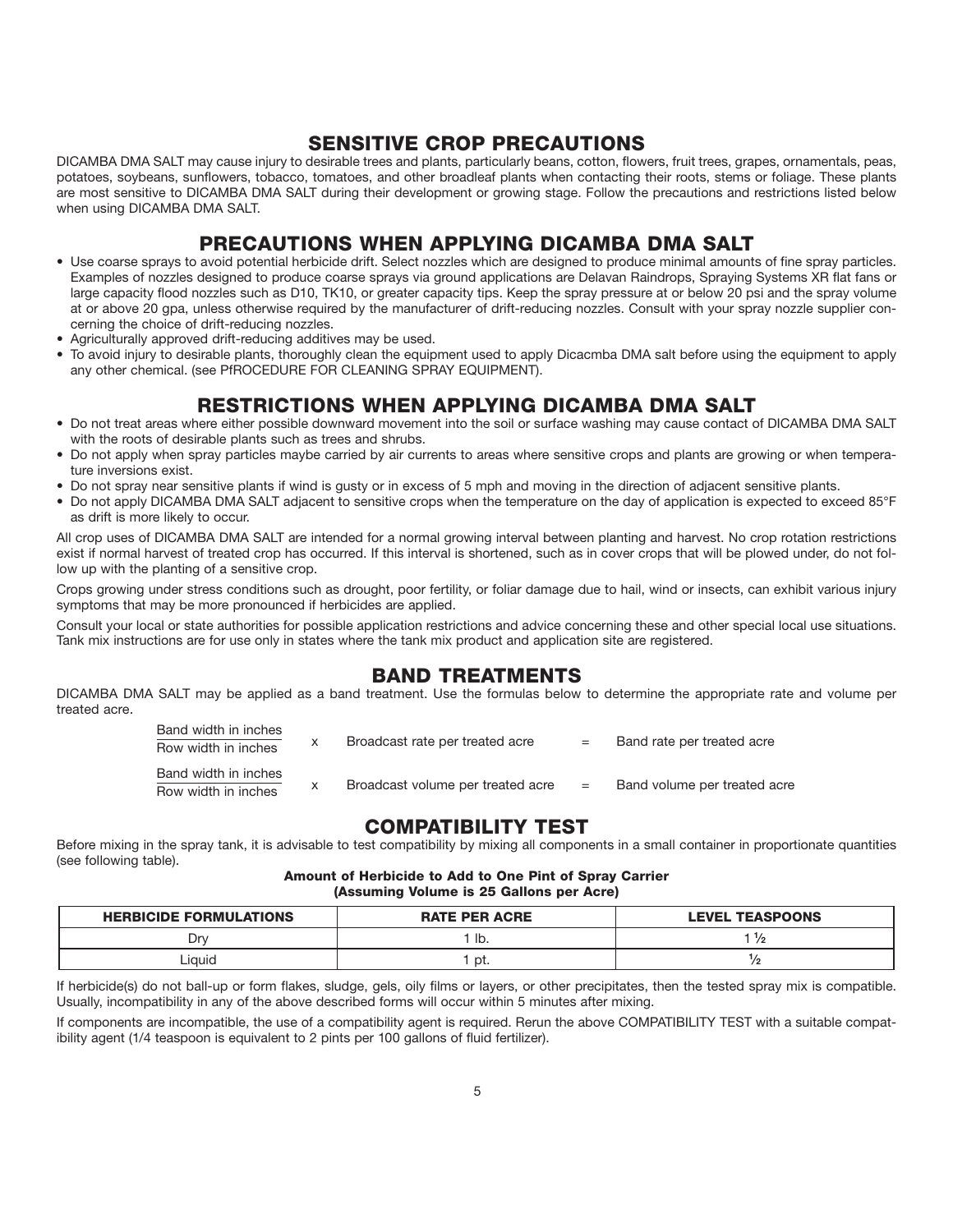## SENSITIVE CROP PRECAUTIONS

DICAMBA DMA SALT may cause injury to desirable trees and plants, particularly beans, cotton, flowers, fruit trees, grapes, ornamentals, peas, potatoes, soybeans, sunflowers, tobacco, tomatoes, and other broadleaf plants when contacting their roots, stems or foliage. These plants are most sensitive to DICAMBA DMA SALT during their development or growing stage. Follow the precautions and restrictions listed below when using DICAMBA DMA SALT.

## PRECAUTIONS WHEN APPLYING DICAMBA DMA SALT

- Use coarse sprays to avoid potential herbicide drift. Select nozzles which are designed to produce minimal amounts of fine spray particles. Examples of nozzles designed to produce coarse sprays via ground applications are Delavan Raindrops, Spraying Systems XR flat fans or large capacity flood nozzles such as D10, TK10, or greater capacity tips. Keep the spray pressure at or below 20 psi and the spray volume at or above 20 gpa, unless otherwise required by the manufacturer of drift-reducing nozzles. Consult with your spray nozzle supplier concerning the choice of drift-reducing nozzles.
- Agriculturally approved drift-reducing additives may be used.
- To avoid injury to desirable plants, thoroughly clean the equipment used to apply Dicacmba DMA salt before using the equipment to apply any other chemical. (see PfROCEDURE FOR CLEANING SPRAY EQUIPMENT).

## RESTRICTIONS WHEN APPLYING DICAMBA DMA SALT

- Do not treat areas where either possible downward movement into the soil or surface washing may cause contact of DICAMBA DMA SALT with the roots of desirable plants such as trees and shrubs.
- Do not apply when spray particles maybe carried by air currents to areas where sensitive crops and plants are growing or when temperature inversions exist.
- Do not spray near sensitive plants if wind is gusty or in excess of 5 mph and moving in the direction of adjacent sensitive plants.
- Do not apply DICAMBA DMA SALT adjacent to sensitive crops when the temperature on the day of application is expected to exceed 85°F as drift is more likely to occur.

All crop uses of DICAMBA DMA SALT are intended for a normal growing interval between planting and harvest. No crop rotation restrictions exist if normal harvest of treated crop has occurred. If this interval is shortened, such as in cover crops that will be plowed under, do not follow up with the planting of a sensitive crop.

Crops growing under stress conditions such as drought, poor fertility, or foliar damage due to hail, wind or insects, can exhibit various injury symptoms that may be more pronounced if herbicides are applied.

Consult your local or state authorities for possible application restrictions and advice concerning these and other special local use situations. Tank mix instructions are for use only in states where the tank mix product and application site are registered.

## BAND TREATMENTS

DICAMBA DMA SALT may be applied as a band treatment. Use the formulas below to determine the appropriate rate and volume per treated acre.

$$\frac{\text{Band width in inches}}{\text{Row width in inches}} \times \text{Broadcast rate per treated acre} = \text{Band rate per treated acre}$$

$$\frac{\text{Band width in inches}}{\text{Row width in inches}} \times \text{Broadcast volume per treated acre} = \text{Band volume per treated acre}$$

## COMPATIBILITY TEST

Before mixing in the spray tank, it is advisable to test compatibility by mixing all components in a small container in proportionate quantities (see following table).

**Amount of Herbicide to Add to One Pint of Spray Carrier (Assuming Volume is 25 Gallons per Acre)**

| HERBICIDE FORMULATIONS | RATE PER ACRE | LEVEL TEASPOONS |
|---|---|---|
| Dry | 1 lb. | 1 ½ |
| Liquid | 1 pt. | ½ |

If herbicide(s) do not ball-up or form flakes, sludge, gels, oily films or layers, or other precipitates, then the tested spray mix is compatible. Usually, incompatibility in any of the above described forms will occur within 5 minutes after mixing.

If components are incompatible, the use of a compatibility agent is required. Rerun the above COMPATIBILITY TEST with a suitable compatibility agent (1/4 teaspoon is equivalent to 2 pints per 100 gallons of fluid fertilizer).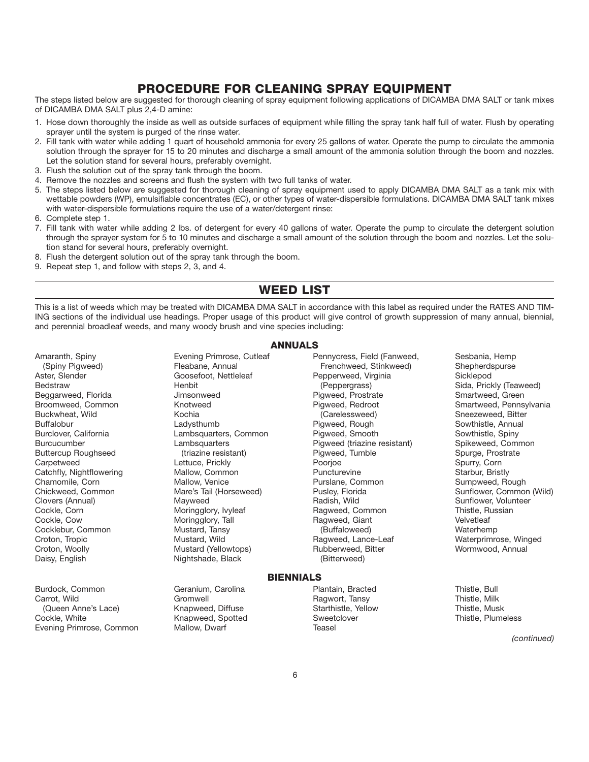## PROCEDURE FOR CLEANING SPRAY EQUIPMENT

The steps listed below are suggested for thorough cleaning of spray equipment following applications of DICAMBA DMA SALT or tank mixes of DICAMBA DMA SALT plus 2,4-D amine:

1. Hose down thoroughly the inside as well as outside surfaces of equipment while filling the spray tank half full of water. Flush by operating sprayer until the system is purged of the rinse water.
2. Fill tank with water while adding 1 quart of household ammonia for every 25 gallons of water. Operate the pump to circulate the ammonia solution through the sprayer for 15 to 20 minutes and discharge a small amount of the ammonia solution through the boom and nozzles. Let the solution stand for several hours, preferably overnight.
3. Flush the solution out of the spray tank through the boom.
4. Remove the nozzles and screens and flush the system with two full tanks of water.
5. The steps listed below are suggested for thorough cleaning of spray equipment used to apply DICAMBA DMA SALT as a tank mix with wettable powders (WP), emulsifiable concentrates (EC), or other types of water-dispersible formulations. DICAMBA DMA SALT tank mixes with water-dispersible formulations require the use of a water/detergent rinse:
6. Complete step 1.
7. Fill tank with water while adding 2 lbs. of detergent for every 40 gallons of water. Operate the pump to circulate the detergent solution through the sprayer system for 5 to 10 minutes and discharge a small amount of the solution through the boom and nozzles. Let the solution stand for several hours, preferably overnight.
8. Flush the detergent solution out of the spray tank through the boom.
9. Repeat step 1, and follow with steps 2, 3, and 4.

## WEED LIST

This is a list of weeds which may be treated with DICAMBA DMA SALT in accordance with this label as required under the RATES AND TIMING sections of the individual use headings. Proper usage of this product will give control of growth suppression of many annual, biennial, and perennial broadleaf weeds, and many woody brush and vine species including:

### ANNUALS

Amaranth, Spiny (Spiny Pigweed)
Aster, Slender
Bedstraw
Beggarweed, Florida
Broomweed, Common
Buckwheat, Wild
Buffalobur
Burclover, California
Burcucumber
Buttercup Roughseed
Carpetweed
Catchfly, Nightflowering
Chamomile, Corn
Chickweed, Common
Clovers (Annual)
Cockle, Corn
Cockle, Cow
Cocklebur, Common
Croton, Tropic
Croton, Woolly
Daisy, English
Evening Primrose, Cutleaf
Fleabane, Annual
Goosefoot, Nettleleaf
Henbit
Jimsonweed
Knotweed
Kochia
Ladysthumb
Lambsquarters, Common
Lambsquarters (triazine resistant)
Lettuce, Prickly
Mallow, Common
Mallow, Venice
Mare's Tail (Horseweed)
Mayweed
Moringglory, Ivyleaf
Moringglory, Tall
Mustard, Tansy
Mustard, Wild
Mustard (Yellowtops)
Nightshade, Black
Pennycress, Field (Fanweed, Frenchweed, Stinkweed)
Pepperweed, Virginia (Peppergrass)
Pigweed, Prostrate
Pigweed, Redroot (Carelessweed)
Pigweed, Rough
Pigweed, Smooth
Pigweed (triazine resistant)
Pigweed, Tumble
Poorjoe
Puncturevine
Purslane, Common
Pusley, Florida
Radish, Wild
Ragweed, Common
Ragweed, Giant (Buffaloweed)
Ragweed, Lance-Leaf
Rubberweed, Bitter (Bitterweed)
Sesbania, Hemp
Shepherdspurse
Sicklepod
Sida, Prickly (Teaweed)
Smartweed, Green
Smartweed, Pennsylvania
Sneezeweed, Bitter
Sowthistle, Annual
Sowthistle, Spiny
Spikeweed, Common
Spurge, Prostrate
Spurry, Corn
Starbur, Bristly
Sumpweed, Rough
Sunflower, Common (Wild)
Sunflower, Volunteer
Thistle, Russian
Velvetleaf
Waterhemp
Waterprimrose, Winged
Wormwood, Annual

### BIENNIALS

Burdock, Common
Carrot, Wild (Queen Anne's Lace)
Cockle, White
Evening Primrose, Common
Geranium, Carolina
Gromwell
Knapweed, Diffuse
Knapweed, Spotted
Mallow, Dwarf
Plantain, Bracted
Ragwort, Tansy
Starthistle, Yellow
Sweetclover
Teasel
Thistle, Bull
Thistle, Milk
Thistle, Musk
Thistle, Plumeless

*(continued)*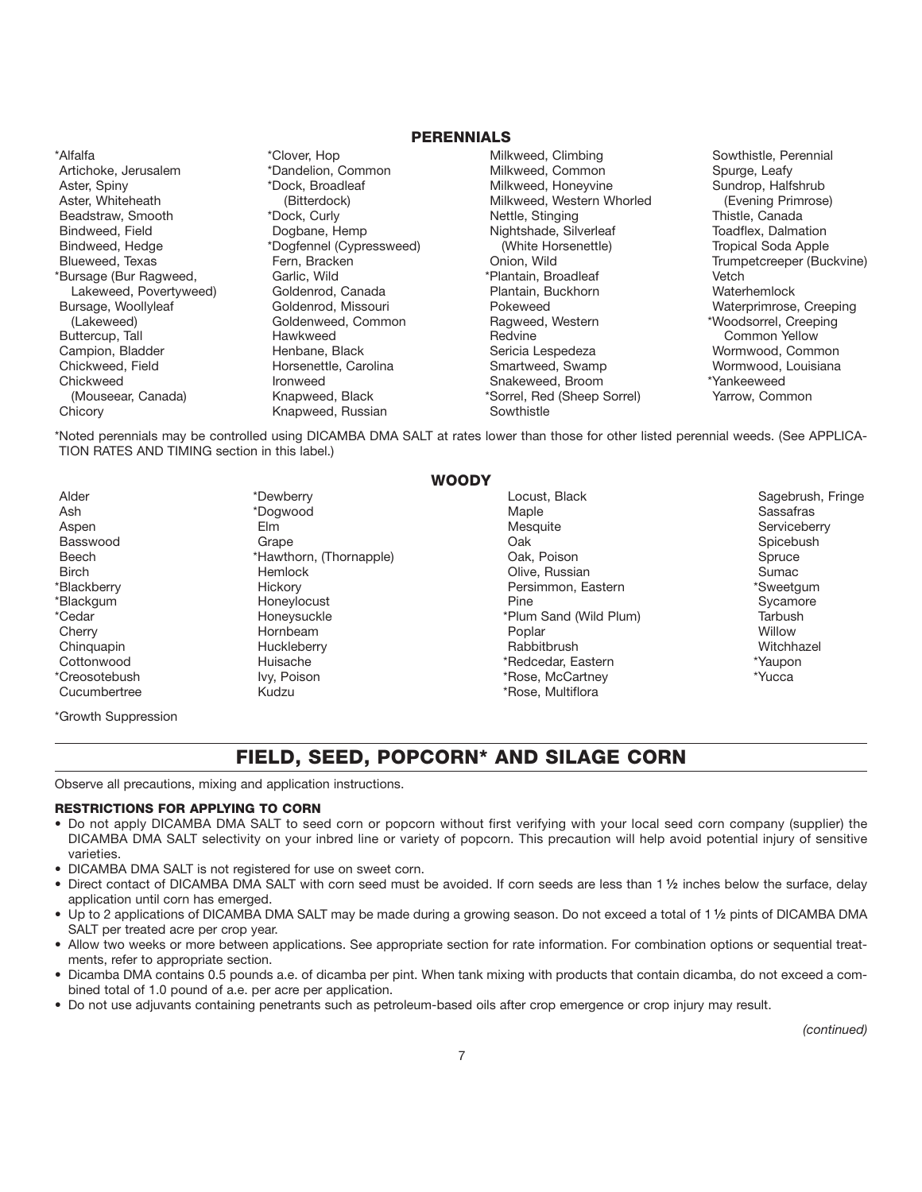## PERENNIALS

*Alfalfa
Artichoke, Jerusalem
Aster, Spiny
Aster, Whiteheath
Beadstraw, Smooth
Bindweed, Field
Bindweed, Hedge
Blueweed, Texas
*Bursage (Bur Ragweed, Lakeweed, Povertyweed)
Bursage, Woollyleaf (Lakeweed)
Buttercup, Tall
Campion, Bladder
Chickweed, Field
Chickweed (Mouseear, Canada)
Chicory
*Clover, Hop
*Dandelion, Common
*Dock, Broadleaf (Bitterdock)
*Dock, Curly
Dogbane, Hemp
*Dogfennel (Cypressweed)
Fern, Bracken
Garlic, Wild
Goldenrod, Canada
Goldenrod, Missouri
Goldenweed, Common
Hawkweed
Henbane, Black
Horsenettle, Carolina
Ironweed
Knapweed, Black
Knapweed, Russian
Milkweed, Climbing
Milkweed, Common
Milkweed, Honeyvine
Milkweed, Western Whorled
Nettle, Stinging
Nightshade, Silverleaf (White Horsenettle)
Onion, Wild
*Plantain, Broadleaf
Plantain, Buckhorn
Pokeweed
Ragweed, Western
Redvine
Sericia Lespedeza
Smartweed, Swamp
Snakeweed, Broom
*Sorrel, Red (Sheep Sorrel)
Sowthistle
Sowthistle, Perennial
Spurge, Leafy
Sundrop, Halfshrub (Evening Primrose)
Thistle, Canada
Toadflex, Dalmation
Tropical Soda Apple
Trumpetcreeper (Buckvine)
Vetch
Waterhemlock
Waterprimrose, Creeping
*Woodsorrel, Creeping Common Yellow
Wormwood, Common
Wormwood, Louisiana
*Yankeeweed
Yarrow, Common

*Noted perennials may be controlled using DICAMBA DMA SALT at rates lower than those for other listed perennial weeds. (See APPLICATION RATES AND TIMING section in this label.)

## WOODY

Alder
Ash
Aspen
Basswood
Beech
Birch
*Blackberry
*Blackgum
*Cedar
Cherry
Chinquapin
Cottonwood
*Creosotebush
Cucumbertree
*Dewberry
*Dogwood
Elm
Grape
*Hawthorn, (Thornapple)
Hemlock
Hickory
Honeylocust
Honeysuckle
Hornbeam
Huckleberry
Huisache
Ivy, Poison
Kudzu
Locust, Black
Maple
Mesquite
Oak
Oak, Poison
Olive, Russian
Persimmon, Eastern
Pine
*Plum Sand (Wild Plum)
Poplar
Rabbitbrush
*Redcedar, Eastern
*Rose, McCartney
*Rose, Multiflora
Sagebrush, Fringe
Sassafras
Serviceberry
Spicebush
Spruce
Sumac
*Sweetgum
Sycamore
Tarbush
Willow
Witchhazel
*Yaupon
*Yucca

*Growth Suppression

# FIELD, SEED, POPCORN* AND SILAGE CORN

Observe all precautions, mixing and application instructions.

### RESTRICTIONS FOR APPLYING TO CORN

- Do not apply DICAMBA DMA SALT to seed corn or popcorn without first verifying with your local seed corn company (supplier) the DICAMBA DMA SALT selectivity on your inbred line or variety of popcorn. This precaution will help avoid potential injury of sensitive varieties.
- DICAMBA DMA SALT is not registered for use on sweet corn.
- Direct contact of DICAMBA DMA SALT with corn seed must be avoided. If corn seeds are less than 1 ½ inches below the surface, delay application until corn has emerged.
- Up to 2 applications of DICAMBA DMA SALT may be made during a growing season. Do not exceed a total of 1 ½ pints of DICAMBA DMA SALT per treated acre per crop year.
- Allow two weeks or more between applications. See appropriate section for rate information. For combination options or sequential treatments, refer to appropriate section.
- Dicamba DMA contains 0.5 pounds a.e. of dicamba per pint. When tank mixing with products that contain dicamba, do not exceed a combined total of 1.0 pound of a.e. per acre per application.
- Do not use adjuvants containing penetrants such as petroleum-based oils after crop emergence or crop injury may result.

*(continued)*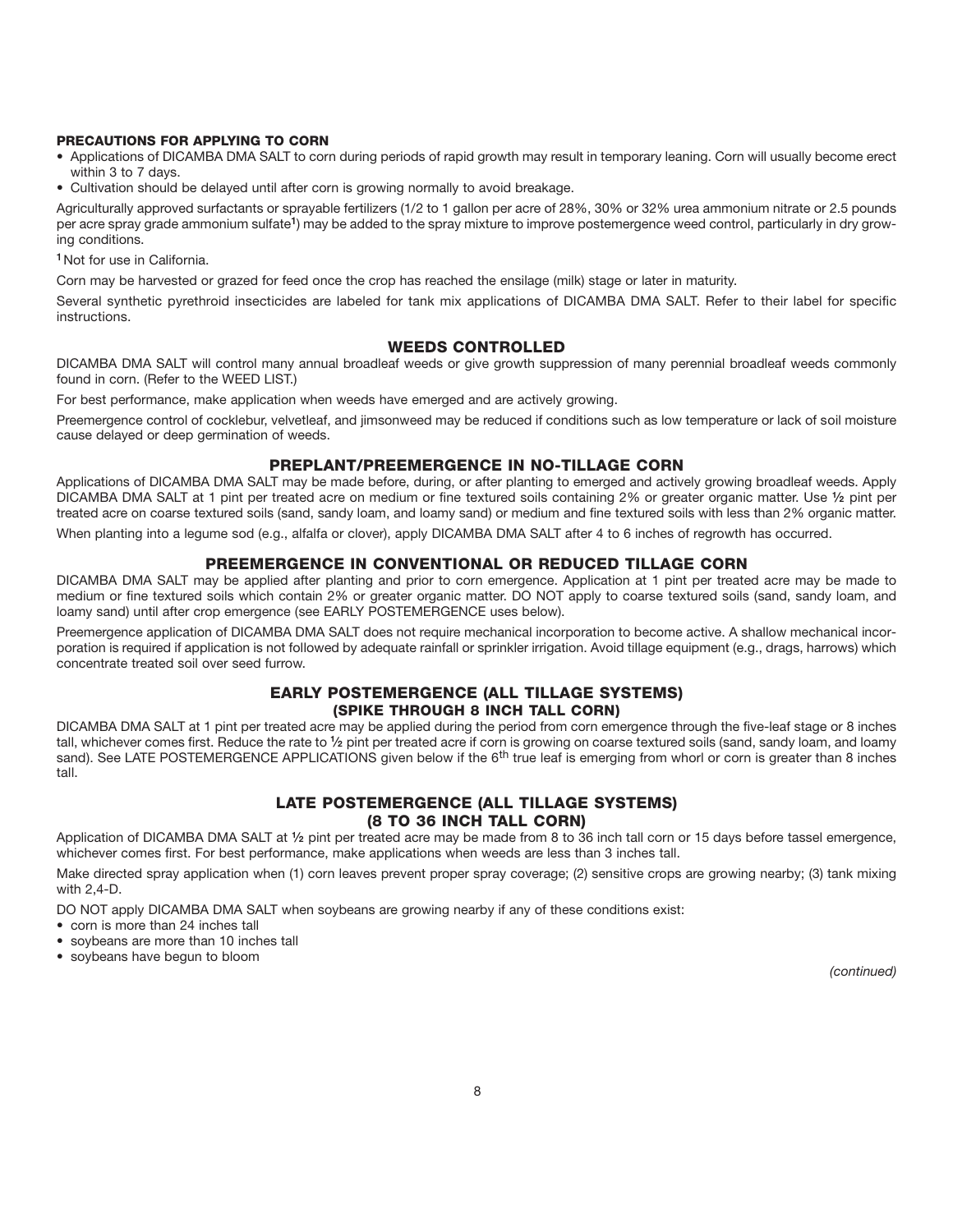**PRECAUTIONS FOR APPLYING TO CORN**

- Applications of DICAMBA DMA SALT to corn during periods of rapid growth may result in temporary leaning. Corn will usually become erect within 3 to 7 days.
- Cultivation should be delayed until after corn is growing normally to avoid breakage.

Agriculturally approved surfactants or sprayable fertilizers (1/2 to 1 gallon per acre of 28%, 30% or 32% urea ammonium nitrate or 2.5 pounds per acre spray grade ammonium sulfate[1]) may be added to the spray mixture to improve postemergence weed control, particularly in dry growing conditions.

[1] Not for use in California.

Corn may be harvested or grazed for feed once the crop has reached the ensilage (milk) stage or later in maturity.

Several synthetic pyrethroid insecticides are labeled for tank mix applications of DICAMBA DMA SALT. Refer to their label for specific instructions.

## WEEDS CONTROLLED

DICAMBA DMA SALT will control many annual broadleaf weeds or give growth suppression of many perennial broadleaf weeds commonly found in corn. (Refer to the WEED LIST.)

For best performance, make application when weeds have emerged and are actively growing.

Preemergence control of cocklebur, velvetleaf, and jimsonweed may be reduced if conditions such as low temperature or lack of soil moisture cause delayed or deep germination of weeds.

## PREPLANT/PREEMERGENCE IN NO-TILLAGE CORN

Applications of DICAMBA DMA SALT may be made before, during, or after planting to emerged and actively growing broadleaf weeds. Apply DICAMBA DMA SALT at 1 pint per treated acre on medium or fine textured soils containing 2% or greater organic matter. Use ½ pint per treated acre on coarse textured soils (sand, sandy loam, and loamy sand) or medium and fine textured soils with less than 2% organic matter.

When planting into a legume sod (e.g., alfalfa or clover), apply DICAMBA DMA SALT after 4 to 6 inches of regrowth has occurred.

## PREEMERGENCE IN CONVENTIONAL OR REDUCED TILLAGE CORN

DICAMBA DMA SALT may be applied after planting and prior to corn emergence. Application at 1 pint per treated acre may be made to medium or fine textured soils which contain 2% or greater organic matter. DO NOT apply to coarse textured soils (sand, sandy loam, and loamy sand) until after crop emergence (see EARLY POSTEMERGENCE uses below).

Preemergence application of DICAMBA DMA SALT does not require mechanical incorporation to become active. A shallow mechanical incorporation is required if application is not followed by adequate rainfall or sprinkler irrigation. Avoid tillage equipment (e.g., drags, harrows) which concentrate treated soil over seed furrow.

## EARLY POSTEMERGENCE (ALL TILLAGE SYSTEMS) (SPIKE THROUGH 8 INCH TALL CORN)

DICAMBA DMA SALT at 1 pint per treated acre may be applied during the period from corn emergence through the five-leaf stage or 8 inches tall, whichever comes first. Reduce the rate to ½ pint per treated acre if corn is growing on coarse textured soils (sand, sandy loam, and loamy sand). See LATE POSTEMERGENCE APPLICATIONS given below if the 6th true leaf is emerging from whorl or corn is greater than 8 inches tall.

## LATE POSTEMERGENCE (ALL TILLAGE SYSTEMS) (8 TO 36 INCH TALL CORN)

Application of DICAMBA DMA SALT at ½ pint per treated acre may be made from 8 to 36 inch tall corn or 15 days before tassel emergence, whichever comes first. For best performance, make applications when weeds are less than 3 inches tall.

Make directed spray application when (1) corn leaves prevent proper spray coverage; (2) sensitive crops are growing nearby; (3) tank mixing with 2,4-D.

DO NOT apply DICAMBA DMA SALT when soybeans are growing nearby if any of these conditions exist:

- corn is more than 24 inches tall
- soybeans are more than 10 inches tall
- soybeans have begun to bloom

*(continued)*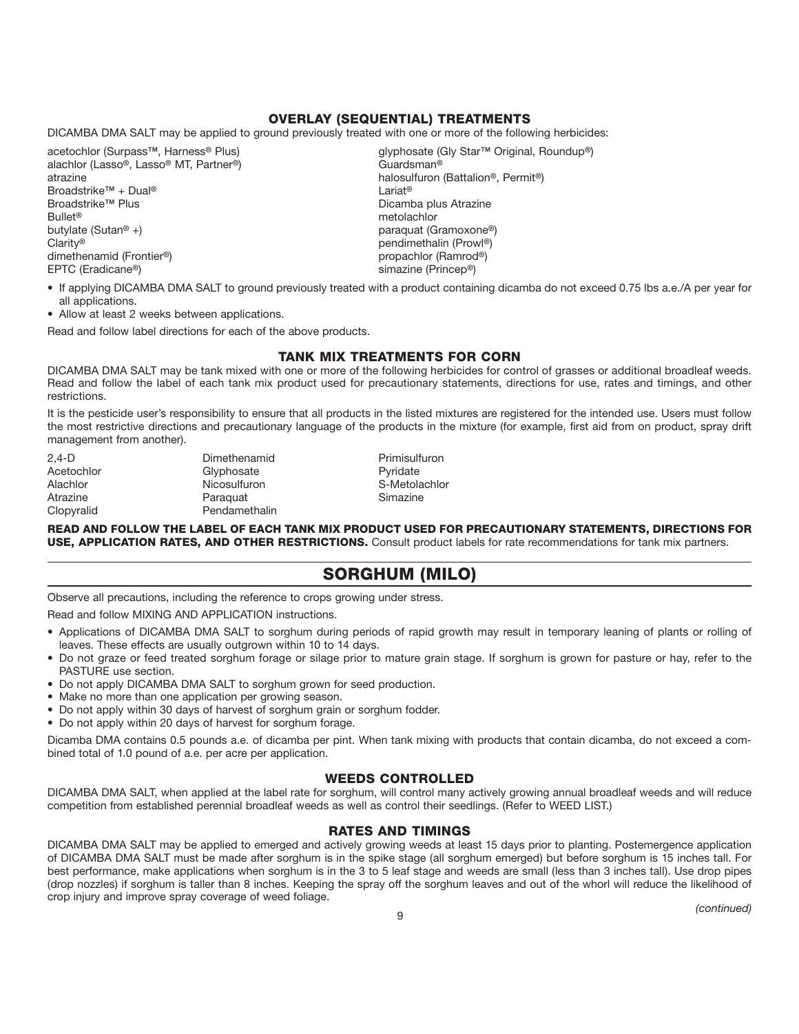### OVERLAY (SEQUENTIAL) TREATMENTS

DICAMBA DMA SALT may be applied to ground previously treated with one or more of the following herbicides:

acetochlor (Surpass™, Harness® Plus)
alachlor (Lasso®, Lasso® MT, Partner®)
atrazine
Broadstrike™ + Dual®
Broadstrike™ Plus
Bullet®
butylate (Sutan® +)
Clarity®
dimethenamid (Frontier®)
EPTC (Eradicane®)
glyphosate (Gly Star™ Original, Roundup®)
Guardsman®
halosulfuron (Battalion®, Permit®)
Lariat®
Dicamba plus Atrazine
metolachlor
paraquat (Gramoxone®)
pendimethalin (Prowl®)
propachlor (Ramrod®)
simazine (Princep®)

- If applying DICAMBA DMA SALT to ground previously treated with a product containing dicamba do not exceed 0.75 lbs a.e./A per year for all applications.
- Allow at least 2 weeks between applications.

Read and follow label directions for each of the above products.

### TANK MIX TREATMENTS FOR CORN

DICAMBA DMA SALT may be tank mixed with one or more of the following herbicides for control of grasses or additional broadleaf weeds. Read and follow the label of each tank mix product used for precautionary statements, directions for use, rates and timings, and other restrictions.

It is the pesticide user's responsibility to ensure that all products in the listed mixtures are registered for the intended use. Users must follow the most restrictive directions and precautionary language of the products in the mixture (for example, first aid from on product, spray drift management from another).

2,4-D
Acetochlor
Alachlor
Atrazine
Clopyralid
Dimethenamid
Glyphosate
Nicosulfuron
Paraquat
Pendamethalin
Primisulfuron
Pyridate
S-Metolachlor
Simazine

**READ AND FOLLOW THE LABEL OF EACH TANK MIX PRODUCT USED FOR PRECAUTIONARY STATEMENTS, DIRECTIONS FOR USE, APPLICATION RATES, AND OTHER RESTRICTIONS.** Consult product labels for rate recommendations for tank mix partners.

## SORGHUM (MILO)

Observe all precautions, including the reference to crops growing under stress.

Read and follow MIXING AND APPLICATION instructions.

- Applications of DICAMBA DMA SALT to sorghum during periods of rapid growth may result in temporary leaning of plants or rolling of leaves. These effects are usually outgrown within 10 to 14 days.
- Do not graze or feed treated sorghum forage or silage prior to mature grain stage. If sorghum is grown for pasture or hay, refer to the PASTURE use section.
- Do not apply DICAMBA DMA SALT to sorghum grown for seed production.
- Make no more than one application per growing season.
- Do not apply within 30 days of harvest of sorghum grain or sorghum fodder.
- Do not apply within 20 days of harvest for sorghum forage.

Dicamba DMA contains 0.5 pounds a.e. of dicamba per pint. When tank mixing with products that contain dicamba, do not exceed a combined total of 1.0 pound of a.e. per acre per application.

### WEEDS CONTROLLED

DICAMBA DMA SALT, when applied at the label rate for sorghum, will control many actively growing annual broadleaf weeds and will reduce competition from established perennial broadleaf weeds as well as control their seedlings. (Refer to WEED LIST.)

### RATES AND TIMINGS

DICAMBA DMA SALT may be applied to emerged and actively growing weeds at least 15 days prior to planting. Postemergence application of DICAMBA DMA SALT must be made after sorghum is in the spike stage (all sorghum emerged) but before sorghum is 15 inches tall. For best performance, make applications when sorghum is in the 3 to 5 leaf stage and weeds are small (less than 3 inches tall). Use drop pipes (drop nozzles) if sorghum is taller than 8 inches. Keeping the spray off the sorghum leaves and out of the whorl will reduce the likelihood of crop injury and improve spray coverage of weed foliage.

*(continued)*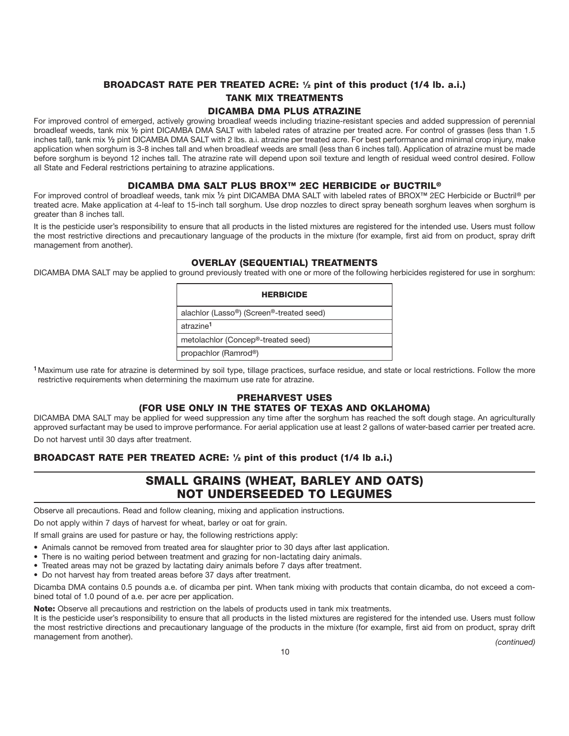**BROADCAST RATE PER TREATED ACRE: ½ pint of this product (1/4 lb. a.i.)**

### TANK MIX TREATMENTS

#### DICAMBA DMA PLUS ATRAZINE

For improved control of emerged, actively growing broadleaf weeds including triazine-resistant species and added suppression of perennial broadleaf weeds, tank mix ½ pint DICAMBA DMA SALT with labeled rates of atrazine per treated acre. For control of grasses (less than 1.5 inches tall), tank mix ½ pint DICAMBA DMA SALT with 2 lbs. a.i. atrazine per treated acre. For best performance and minimal crop injury, make application when sorghum is 3-8 inches tall and when broadleaf weeds are small (less than 6 inches tall). Application of atrazine must be made before sorghum is beyond 12 inches tall. The atrazine rate will depend upon soil texture and length of residual weed control desired. Follow all State and Federal restrictions pertaining to atrazine applications.

#### DICAMBA DMA SALT PLUS BROX™ 2EC HERBICIDE or BUCTRIL®

For improved control of broadleaf weeds, tank mix ½ pint DICAMBA DMA SALT with labeled rates of BROX™ 2EC Herbicide or Buctril® per treated acre. Make application at 4-leaf to 15-inch tall sorghum. Use drop nozzles to direct spray beneath sorghum leaves when sorghum is greater than 8 inches tall.

It is the pesticide user's responsibility to ensure that all products in the listed mixtures are registered for the intended use. Users must follow the most restrictive directions and precautionary language of the products in the mixture (for example, first aid from on product, spray drift management from another).

#### OVERLAY (SEQUENTIAL) TREATMENTS

DICAMBA DMA SALT may be applied to ground previously treated with one or more of the following herbicides registered for use in sorghum:

| HERBICIDE |
|---|
| alachlor (Lasso®) (Screen®-treated seed) |
| atrazine[1] |
| metolachlor (Concep®-treated seed) |
| propachlor (Ramrod®) |

[1] Maximum use rate for atrazine is determined by soil type, tillage practices, surface residue, and state or local restrictions. Follow the more restrictive requirements when determining the maximum use rate for atrazine.

#### PREHARVEST USES
#### (FOR USE ONLY IN THE STATES OF TEXAS AND OKLAHOMA)

DICAMBA DMA SALT may be applied for weed suppression any time after the sorghum has reached the soft dough stage. An agriculturally approved surfactant may be used to improve performance. For aerial application use at least 2 gallons of water-based carrier per treated acre.

Do not harvest until 30 days after treatment.

**BROADCAST RATE PER TREATED ACRE: ½ pint of this product (1/4 lb a.i.)**

## SMALL GRAINS (WHEAT, BARLEY AND OATS) NOT UNDERSEEDED TO LEGUMES

Observe all precautions. Read and follow cleaning, mixing and application instructions.

Do not apply within 7 days of harvest for wheat, barley or oat for grain.

If small grains are used for pasture or hay, the following restrictions apply:

- Animals cannot be removed from treated area for slaughter prior to 30 days after last application.
- There is no waiting period between treatment and grazing for non-lactating dairy animals.
- Treated areas may not be grazed by lactating dairy animals before 7 days after treatment.
- Do not harvest hay from treated areas before 37 days after treatment.

Dicamba DMA contains 0.5 pounds a.e. of dicamba per pint. When tank mixing with products that contain dicamba, do not exceed a combined total of 1.0 pound of a.e. per acre per application.

**Note:** Observe all precautions and restriction on the labels of products used in tank mix treatments.

It is the pesticide user's responsibility to ensure that all products in the listed mixtures are registered for the intended use. Users must follow the most restrictive directions and precautionary language of the products in the mixture (for example, first aid from on product, spray drift management from another).

*(continued)*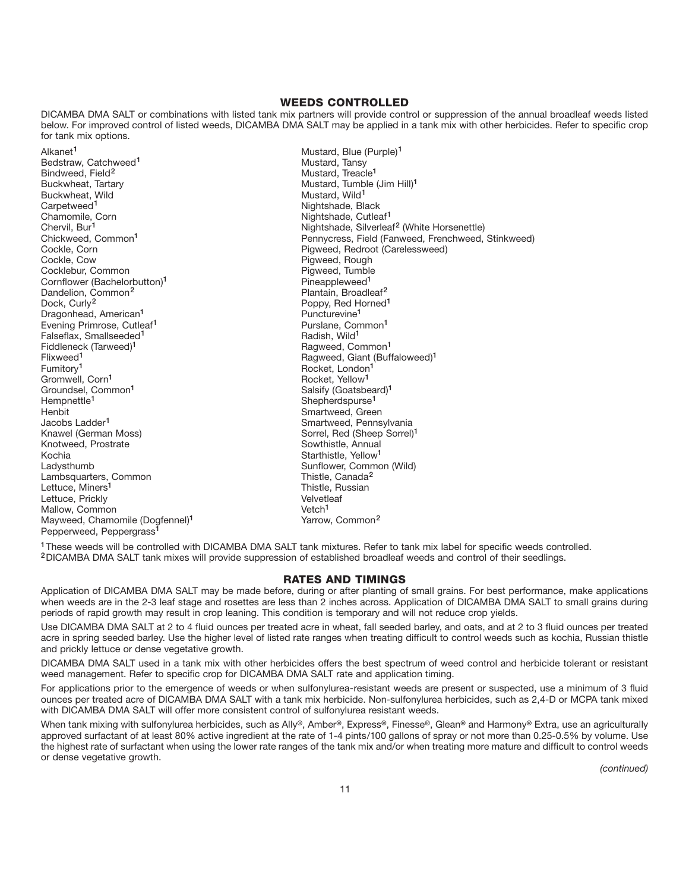## WEEDS CONTROLLED

DICAMBA DMA SALT or combinations with listed tank mix partners will provide control or suppression of the annual broadleaf weeds listed below. For improved control of listed weeds, DICAMBA DMA SALT may be applied in a tank mix with other herbicides. Refer to specific crop for tank mix options.

Alkanet[1]
Bedstraw, Catchweed[1]
Bindweed, Field[2]
Buckwheat, Tartary
Buckwheat, Wild
Carpetweed[1]
Chamomile, Corn
Chervil, Bur[1]
Chickweed, Common[1]
Cockle, Corn
Cockle, Cow
Cocklebur, Common
Cornflower (Bachelorbutton)[1]
Dandelion, Common[2]
Dock, Curly[2]
Dragonhead, American[1]
Evening Primrose, Cutleaf[1]
Falseflax, Smallseeded[1]
Fiddleneck (Tarweed)[1]
Flixweed[1]
Fumitory[1]
Gromwell, Corn[1]
Groundsel, Common[1]
Hempnettle[1]
Henbit
Jacobs Ladder[1]
Knawel (German Moss)
Knotweed, Prostrate
Kochia
Ladysthumb
Lambsquarters, Common
Lettuce, Miners[1]
Lettuce, Prickly
Mallow, Common
Mayweed, Chamomile (Dogfennel)[1]
Pepperweed, Peppergrass[1]
Mustard, Blue (Purple)[1]
Mustard, Tansy
Mustard, Treacle[1]
Mustard, Tumble (Jim Hill)[1]
Mustard, Wild[1]
Nightshade, Black
Nightshade, Cutleaf[1]
Nightshade, Silverleaf[2] (White Horsenettle)
Pennycress, Field (Fanweed, Frenchweed, Stinkweed)
Pigweed, Redroot (Carelessweed)
Pigweed, Rough
Pigweed, Tumble
Pineappleweed[1]
Plantain, Broadleaf[2]
Poppy, Red Horned[1]
Puncturevine[1]
Purslane, Common[1]
Radish, Wild[1]
Ragweed, Common[1]
Ragweed, Giant (Buffaloweed)[1]
Rocket, London[1]
Rocket, Yellow[1]
Salsify (Goatsbeard)[1]
Shepherdspurse[1]
Smartweed, Green
Smartweed, Pennsylvania
Sorrel, Red (Sheep Sorrel)[1]
Sowthistle, Annual
Starthistle, Yellow[1]
Sunflower, Common (Wild)
Thistle, Canada[2]
Thistle, Russian
Velvetleaf
Vetch[1]
Yarrow, Common[2]

[1] These weeds will be controlled with DICAMBA DMA SALT tank mixtures. Refer to tank mix label for specific weeds controlled.
[2] DICAMBA DMA SALT tank mixes will provide suppression of established broadleaf weeds and control of their seedlings.

## RATES AND TIMINGS

Application of DICAMBA DMA SALT may be made before, during or after planting of small grains. For best performance, make applications when weeds are in the 2-3 leaf stage and rosettes are less than 2 inches across. Application of DICAMBA DMA SALT to small grains during periods of rapid growth may result in crop leaning. This condition is temporary and will not reduce crop yields.

Use DICAMBA DMA SALT at 2 to 4 fluid ounces per treated acre in wheat, fall seeded barley, and oats, and at 2 to 3 fluid ounces per treated acre in spring seeded barley. Use the higher level of listed rate ranges when treating difficult to control weeds such as kochia, Russian thistle and prickly lettuce or dense vegetative growth.

DICAMBA DMA SALT used in a tank mix with other herbicides offers the best spectrum of weed control and herbicide tolerant or resistant weed management. Refer to specific crop for DICAMBA DMA SALT rate and application timing.

For applications prior to the emergence of weeds or when sulfonylurea-resistant weeds are present or suspected, use a minimum of 3 fluid ounces per treated acre of DICAMBA DMA SALT with a tank mix herbicide. Non-sulfonylurea herbicides, such as 2,4-D or MCPA tank mixed with DICAMBA DMA SALT will offer more consistent control of sulfonylurea resistant weeds.

When tank mixing with sulfonylurea herbicides, such as Ally®, Amber®, Express®, Finesse®, Glean® and Harmony® Extra, use an agriculturally approved surfactant of at least 80% active ingredient at the rate of 1-4 pints/100 gallons of spray or not more than 0.25-0.5% by volume. Use the highest rate of surfactant when using the lower rate ranges of the tank mix and/or when treating more mature and difficult to control weeds or dense vegetative growth.

*(continued)*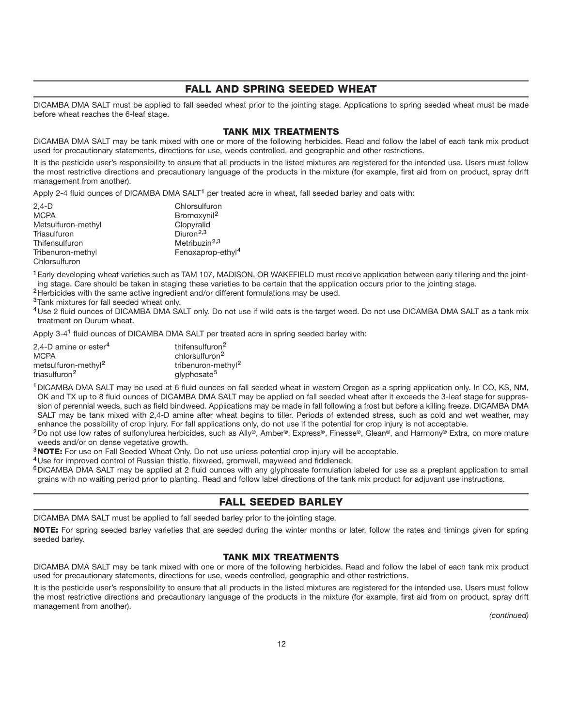## FALL AND SPRING SEEDED WHEAT

DICAMBA DMA SALT must be applied to fall seeded wheat prior to the jointing stage. Applications to spring seeded wheat must be made before wheat reaches the 6-leaf stage.

### TANK MIX TREATMENTS

DICAMBA DMA SALT may be tank mixed with one or more of the following herbicides. Read and follow the label of each tank mix product used for precautionary statements, directions for use, weeds controlled, and geographic and other restrictions.

It is the pesticide user's responsibility to ensure that all products in the listed mixtures are registered for the intended use. Users must follow the most restrictive directions and precautionary language of the products in the mixture (for example, first aid from on product, spray drift management from another).

Apply 2-4 fluid ounces of DICAMBA DMA SALT[1] per treated acre in wheat, fall seeded barley and oats with:

- 2,4-D
- MCPA
- Metsulfuron-methyl
- Triasulfuron
- Thifensulfuron
- Tribenuron-methyl
- Chlorsulfuron
- Chlorsulfuron
- Bromoxynil[2]
- Clopyralid
- Diuron[2,3]
- Metribuzin[2,3]
- Fenoxaprop-ethyl[4]

[1] Early developing wheat varieties such as TAM 107, MADISON, OR WAKEFIELD must receive application between early tillering and the jointing stage. Care should be taken in staging these varieties to be certain that the application occurs prior to the jointing stage.

[2] Herbicides with the same active ingredient and/or different formulations may be used.

[3] Tank mixtures for fall seeded wheat only.

[4] Use 2 fluid ounces of DICAMBA DMA SALT only. Do not use if wild oats is the target weed. Do not use DICAMBA DMA SALT as a tank mix treatment on Durum wheat.

Apply 3-4[1] fluid ounces of DICAMBA DMA SALT per treated acre in spring seeded barley with:

- 2,4-D amine or ester[4]
- MCPA
- metsulfuron-methyl[2]
- triasulfuron[2]
- thifensulfuron[2]
- chlorsulfuron[2]
- tribenuron-methyl[2]
- glyphosate[5]

[1] DICAMBA DMA SALT may be used at 6 fluid ounces on fall seeded wheat in western Oregon as a spring application only. In CO, KS, NM, OK and TX up to 8 fluid ounces of DICAMBA DMA SALT may be applied on fall seeded wheat after it exceeds the 3-leaf stage for suppression of perennial weeds, such as field bindweed. Applications may be made in fall following a frost but before a killing freeze. DICAMBA DMA SALT may be tank mixed with 2,4-D amine after wheat begins to tiller. Periods of extended stress, such as cold and wet weather, may enhance the possibility of crop injury. For fall applications only, do not use if the potential for crop injury is not acceptable.

[2] Do not use low rates of sulfonylurea herbicides, such as Ally®, Amber®, Express®, Finesse®, Glean®, and Harmony® Extra, on more mature weeds and/or on dense vegetative growth.

[3] **NOTE:** For use on Fall Seeded Wheat Only. Do not use unless potential crop injury will be acceptable.

[4] Use for improved control of Russian thistle, flixweed, gromwell, mayweed and fiddleneck.

[6] DICAMBA DMA SALT may be applied at 2 fluid ounces with any glyphosate formulation labeled for use as a preplant application to small grains with no waiting period prior to planting. Read and follow label directions of the tank mix product for adjuvant use instructions.

## FALL SEEDED BARLEY

DICAMBA DMA SALT must be applied to fall seeded barley prior to the jointing stage.

**NOTE:** For spring seeded barley varieties that are seeded during the winter months or later, follow the rates and timings given for spring seeded barley.

### TANK MIX TREATMENTS

DICAMBA DMA SALT may be tank mixed with one or more of the following herbicides. Read and follow the label of each tank mix product used for precautionary statements, directions for use, weeds controlled, geographic and other restrictions.

It is the pesticide user's responsibility to ensure that all products in the listed mixtures are registered for the intended use. Users must follow the most restrictive directions and precautionary language of the products in the mixture (for example, first aid from on product, spray drift management from another).

*(continued)*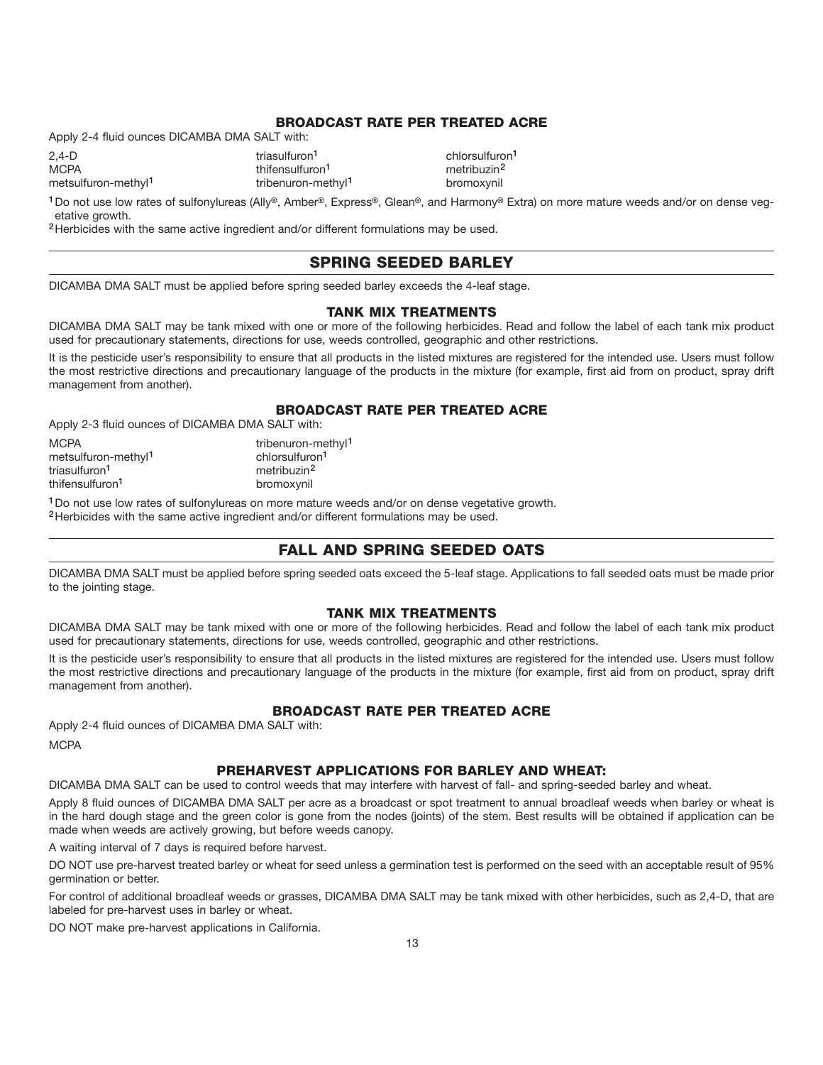### BROADCAST RATE PER TREATED ACRE

Apply 2-4 fluid ounces DICAMBA DMA SALT with:

| | | |
|---|---|---|
| 2,4-D | triasulfuron[1] | chlorsulfuron[1] |
| MCPA | thifensulfuron[1] | metribuzin[2] |
| metsulfuron-methyl[1] | tribenuron-methyl[1] | bromoxynil |

[1] Do not use low rates of sulfonylureas (Ally®, Amber®, Express®, Glean®, and Harmony® Extra) on more mature weeds and/or on dense vegetative growth.

[2] Herbicides with the same active ingredient and/or different formulations may be used.

## SPRING SEEDED BARLEY

DICAMBA DMA SALT must be applied before spring seeded barley exceeds the 4-leaf stage.

### TANK MIX TREATMENTS

DICAMBA DMA SALT may be tank mixed with one or more of the following herbicides. Read and follow the label of each tank mix product used for precautionary statements, directions for use, weeds controlled, geographic and other restrictions.

It is the pesticide user's responsibility to ensure that all products in the listed mixtures are registered for the intended use. Users must follow the most restrictive directions and precautionary language of the products in the mixture (for example, first aid from on product, spray drift management from another).

### BROADCAST RATE PER TREATED ACRE

Apply 2-3 fluid ounces of DICAMBA DMA SALT with:

| | |
|---|---|
| MCPA | tribenuron-methyl[1] |
| metsulfuron-methyl[1] | chlorsulfuron[1] |
| triasulfuron[1] | metribuzin[2] |
| thifensulfuron[1] | bromoxynil |

[1] Do not use low rates of sulfonylureas on more mature weeds and/or on dense vegetative growth.

[2] Herbicides with the same active ingredient and/or different formulations may be used.

## FALL AND SPRING SEEDED OATS

DICAMBA DMA SALT must be applied before spring seeded oats exceed the 5-leaf stage. Applications to fall seeded oats must be made prior to the jointing stage.

### TANK MIX TREATMENTS

DICAMBA DMA SALT may be tank mixed with one or more of the following herbicides. Read and follow the label of each tank mix product used for precautionary statements, directions for use, weeds controlled, geographic and other restrictions.

It is the pesticide user's responsibility to ensure that all products in the listed mixtures are registered for the intended use. Users must follow the most restrictive directions and precautionary language of the products in the mixture (for example, first aid from on product, spray drift management from another).

### BROADCAST RATE PER TREATED ACRE

Apply 2-4 fluid ounces of DICAMBA DMA SALT with:

MCPA

### PREHARVEST APPLICATIONS FOR BARLEY AND WHEAT:

DICAMBA DMA SALT can be used to control weeds that may interfere with harvest of fall- and spring-seeded barley and wheat.

Apply 8 fluid ounces of DICAMBA DMA SALT per acre as a broadcast or spot treatment to annual broadleaf weeds when barley or wheat is in the hard dough stage and the green color is gone from the nodes (joints) of the stem. Best results will be obtained if application can be made when weeds are actively growing, but before weeds canopy.

A waiting interval of 7 days is required before harvest.

DO NOT use pre-harvest treated barley or wheat for seed unless a germination test is performed on the seed with an acceptable result of 95% germination or better.

For control of additional broadleaf weeds or grasses, DICAMBA DMA SALT may be tank mixed with other herbicides, such as 2,4-D, that are labeled for pre-harvest uses in barley or wheat.

DO NOT make pre-harvest applications in California.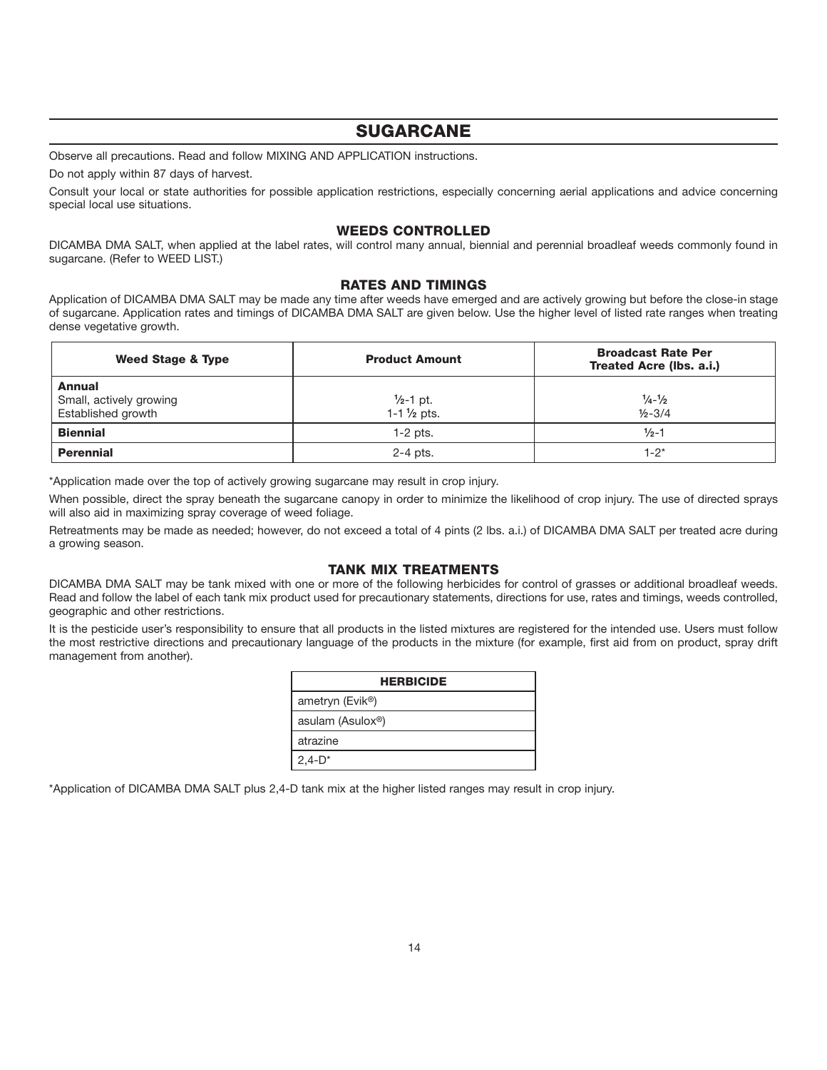# SUGARCANE

Observe all precautions. Read and follow MIXING AND APPLICATION instructions.

Do not apply within 87 days of harvest.

Consult your local or state authorities for possible application restrictions, especially concerning aerial applications and advice concerning special local use situations.

## WEEDS CONTROLLED

DICAMBA DMA SALT, when applied at the label rates, will control many annual, biennial and perennial broadleaf weeds commonly found in sugarcane. (Refer to WEED LIST.)

## RATES AND TIMINGS

Application of DICAMBA DMA SALT may be made any time after weeds have emerged and are actively growing but before the close-in stage of sugarcane. Application rates and timings of DICAMBA DMA SALT are given below. Use the higher level of listed rate ranges when treating dense vegetative growth.

| Weed Stage & Type | Product Amount | Broadcast Rate Per Treated Acre (lbs. a.i.) |
|---|---|---|
| **Annual** | | |
| Small, actively growing | ½-1 pt. | ¼-½ |
| Established growth | 1-1 ½ pts. | ½-3/4 |
| **Biennial** | 1-2 pts. | ½-1 |
| **Perennial** | 2-4 pts. | 1-2* |

*Application made over the top of actively growing sugarcane may result in crop injury.

When possible, direct the spray beneath the sugarcane canopy in order to minimize the likelihood of crop injury. The use of directed sprays will also aid in maximizing spray coverage of weed foliage.

Retreatments may be made as needed; however, do not exceed a total of 4 pints (2 lbs. a.i.) of DICAMBA DMA SALT per treated acre during a growing season.

## TANK MIX TREATMENTS

DICAMBA DMA SALT may be tank mixed with one or more of the following herbicides for control of grasses or additional broadleaf weeds. Read and follow the label of each tank mix product used for precautionary statements, directions for use, rates and timings, weeds controlled, geographic and other restrictions.

It is the pesticide user's responsibility to ensure that all products in the listed mixtures are registered for the intended use. Users must follow the most restrictive directions and precautionary language of the products in the mixture (for example, first aid from on product, spray drift management from another).

| HERBICIDE |
|---|
| ametryn (Evik®) |
| asulam (Asulox®) |
| atrazine |
| 2,4-D* |

*Application of DICAMBA DMA SALT plus 2,4-D tank mix at the higher listed ranges may result in crop injury.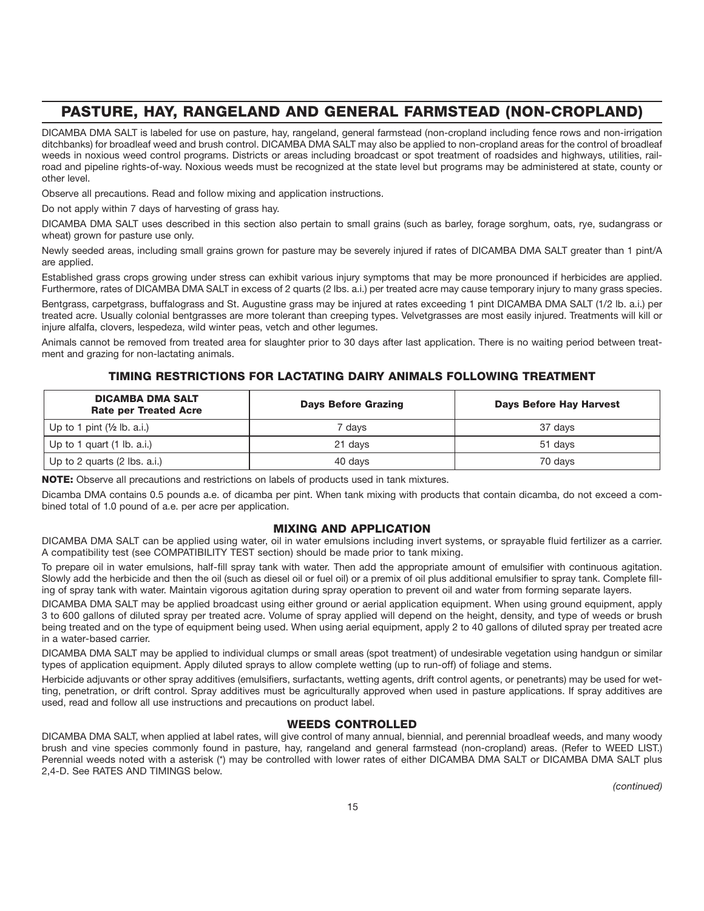# PASTURE, HAY, RANGELAND AND GENERAL FARMSTEAD (NON-CROPLAND)

DICAMBA DMA SALT is labeled for use on pasture, hay, rangeland, general farmstead (non-cropland including fence rows and non-irrigation ditchbanks) for broadleaf weed and brush control. DICAMBA DMA SALT may also be applied to non-cropland areas for the control of broadleaf weeds in noxious weed control programs. Districts or areas including broadcast or spot treatment of roadsides and highways, utilities, railroad and pipeline rights-of-way. Noxious weeds must be recognized at the state level but programs may be administered at state, county or other level.

Observe all precautions. Read and follow mixing and application instructions.

Do not apply within 7 days of harvesting of grass hay.

DICAMBA DMA SALT uses described in this section also pertain to small grains (such as barley, forage sorghum, oats, rye, sudangrass or wheat) grown for pasture use only.

Newly seeded areas, including small grains grown for pasture may be severely injured if rates of DICAMBA DMA SALT greater than 1 pint/A are applied.

Established grass crops growing under stress can exhibit various injury symptoms that may be more pronounced if herbicides are applied. Furthermore, rates of DICAMBA DMA SALT in excess of 2 quarts (2 lbs. a.i.) per treated acre may cause temporary injury to many grass species.

Bentgrass, carpetgrass, buffalograss and St. Augustine grass may be injured at rates exceeding 1 pint DICAMBA DMA SALT (1/2 lb. a.i.) per treated acre. Usually colonial bentgrasses are more tolerant than creeping types. Velvetgrasses are most easily injured. Treatments will kill or injure alfalfa, clovers, lespedeza, wild winter peas, vetch and other legumes.

Animals cannot be removed from treated area for slaughter prior to 30 days after last application. There is no waiting period between treatment and grazing for non-lactating animals.

### TIMING RESTRICTIONS FOR LACTATING DAIRY ANIMALS FOLLOWING TREATMENT

| DICAMBA DMA SALT Rate per Treated Acre | Days Before Grazing | Days Before Hay Harvest |
|---|---|---|
| Up to 1 pint (½ lb. a.i.) | 7 days | 37 days |
| Up to 1 quart (1 lb. a.i.) | 21 days | 51 days |
| Up to 2 quarts (2 lbs. a.i.) | 40 days | 70 days |

**NOTE:** Observe all precautions and restrictions on labels of products used in tank mixtures.

Dicamba DMA contains 0.5 pounds a.e. of dicamba per pint. When tank mixing with products that contain dicamba, do not exceed a combined total of 1.0 pound of a.e. per acre per application.

### MIXING AND APPLICATION

DICAMBA DMA SALT can be applied using water, oil in water emulsions including invert systems, or sprayable fluid fertilizer as a carrier. A compatibility test (see COMPATIBILITY TEST section) should be made prior to tank mixing.

To prepare oil in water emulsions, half-fill spray tank with water. Then add the appropriate amount of emulsifier with continuous agitation. Slowly add the herbicide and then the oil (such as diesel oil or fuel oil) or a premix of oil plus additional emulsifier to spray tank. Complete filling of spray tank with water. Maintain vigorous agitation during spray operation to prevent oil and water from forming separate layers.

DICAMBA DMA SALT may be applied broadcast using either ground or aerial application equipment. When using ground equipment, apply 3 to 600 gallons of diluted spray per treated acre. Volume of spray applied will depend on the height, density, and type of weeds or brush being treated and on the type of equipment being used. When using aerial equipment, apply 2 to 40 gallons of diluted spray per treated acre in a water-based carrier.

DICAMBA DMA SALT may be applied to individual clumps or small areas (spot treatment) of undesirable vegetation using handgun or similar types of application equipment. Apply diluted sprays to allow complete wetting (up to run-off) of foliage and stems.

Herbicide adjuvants or other spray additives (emulsifiers, surfactants, wetting agents, drift control agents, or penetrants) may be used for wetting, penetration, or drift control. Spray additives must be agriculturally approved when used in pasture applications. If spray additives are used, read and follow all use instructions and precautions on product label.

### WEEDS CONTROLLED

DICAMBA DMA SALT, when applied at label rates, will give control of many annual, biennial, and perennial broadleaf weeds, and many woody brush and vine species commonly found in pasture, hay, rangeland and general farmstead (non-cropland) areas. (Refer to WEED LIST.) Perennial weeds noted with a asterisk (*) may be controlled with lower rates of either DICAMBA DMA SALT or DICAMBA DMA SALT plus 2,4-D. See RATES AND TIMINGS below.

*(continued)*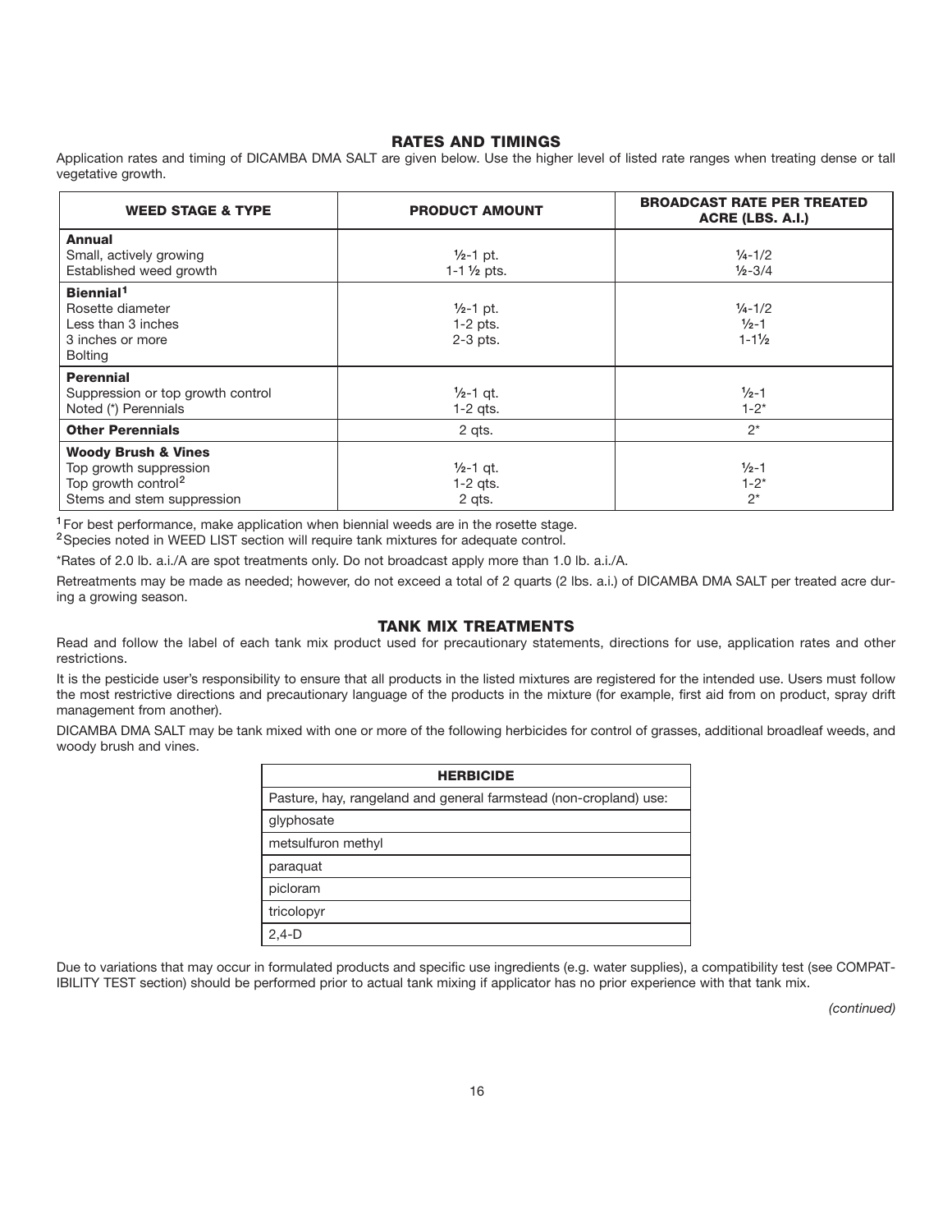## RATES AND TIMINGS

Application rates and timing of DICAMBA DMA SALT are given below. Use the higher level of listed rate ranges when treating dense or tall vegetative growth.

| WEED STAGE & TYPE | PRODUCT AMOUNT | BROADCAST RATE PER TREATED ACRE (LBS. A.I.) |
|---|---|---|
| **Annual** | | |
| Small, actively growing | ½-1 pt. | ¼-1/2 |
| Established weed growth | 1-1 ½ pts. | ½-3/4 |
| **Biennial**[1] | | |
| Rosette diameter | | |
| Less than 3 inches | ½-1 pt. | ¼-1/2 |
| 3 inches or more | 1-2 pts. | ½-1 |
| Bolting | 2-3 pts. | 1-1½ |
| **Perennial** | | |
| Suppression or top growth control | ½-1 qt. | ½-1 |
| Noted (*) Perennials | 1-2 qts. | 1-2* |
| **Other Perennials** | 2 qts. | 2* |
| **Woody Brush & Vines** | | |
| Top growth suppression | ½-1 qt. | ½-1 |
| Top growth control[2] | 1-2 qts. | 1-2* |
| Stems and stem suppression | 2 qts. | 2* |

[1] For best performance, make application when biennial weeds are in the rosette stage.
[2] Species noted in WEED LIST section will require tank mixtures for adequate control.

*Rates of 2.0 lb. a.i./A are spot treatments only. Do not broadcast apply more than 1.0 lb. a.i./A.

Retreatments may be made as needed; however, do not exceed a total of 2 quarts (2 lbs. a.i.) of DICAMBA DMA SALT per treated acre during a growing season.

## TANK MIX TREATMENTS

Read and follow the label of each tank mix product used for precautionary statements, directions for use, application rates and other restrictions.

It is the pesticide user's responsibility to ensure that all products in the listed mixtures are registered for the intended use. Users must follow the most restrictive directions and precautionary language of the products in the mixture (for example, first aid from on product, spray drift management from another).

DICAMBA DMA SALT may be tank mixed with one or more of the following herbicides for control of grasses, additional broadleaf weeds, and woody brush and vines.

| HERBICIDE |
|---|
| Pasture, hay, rangeland and general farmstead (non-cropland) use: |
| glyphosate |
| metsulfuron methyl |
| paraquat |
| picloram |
| tricolopyr |
| 2,4-D |

Due to variations that may occur in formulated products and specific use ingredients (e.g. water supplies), a compatibility test (see COMPATIBILITY TEST section) should be performed prior to actual tank mixing if applicator has no prior experience with that tank mix.

*(continued)*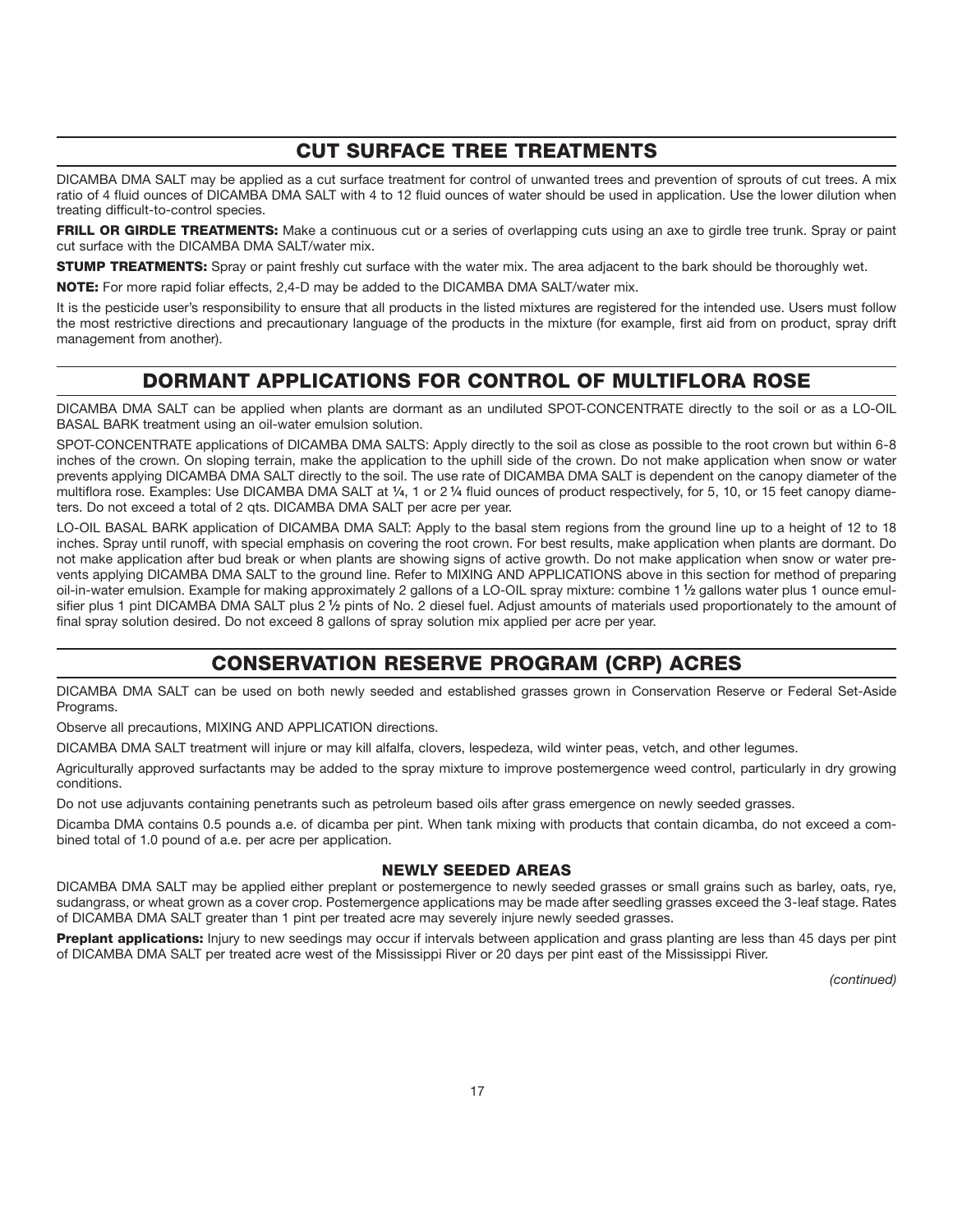## CUT SURFACE TREE TREATMENTS

DICAMBA DMA SALT may be applied as a cut surface treatment for control of unwanted trees and prevention of sprouts of cut trees. A mix ratio of 4 fluid ounces of DICAMBA DMA SALT with 4 to 12 fluid ounces of water should be used in application. Use the lower dilution when treating difficult-to-control species.

**FRILL OR GIRDLE TREATMENTS:** Make a continuous cut or a series of overlapping cuts using an axe to girdle tree trunk. Spray or paint cut surface with the DICAMBA DMA SALT/water mix.

**STUMP TREATMENTS:** Spray or paint freshly cut surface with the water mix. The area adjacent to the bark should be thoroughly wet.

**NOTE:** For more rapid foliar effects, 2,4-D may be added to the DICAMBA DMA SALT/water mix.

It is the pesticide user's responsibility to ensure that all products in the listed mixtures are registered for the intended use. Users must follow the most restrictive directions and precautionary language of the products in the mixture (for example, first aid from on product, spray drift management from another).

## DORMANT APPLICATIONS FOR CONTROL OF MULTIFLORA ROSE

DICAMBA DMA SALT can be applied when plants are dormant as an undiluted SPOT-CONCENTRATE directly to the soil or as a LO-OIL BASAL BARK treatment using an oil-water emulsion solution.

SPOT-CONCENTRATE applications of DICAMBA DMA SALTS: Apply directly to the soil as close as possible to the root crown but within 6-8 inches of the crown. On sloping terrain, make the application to the uphill side of the crown. Do not make application when snow or water prevents applying DICAMBA DMA SALT directly to the soil. The use rate of DICAMBA DMA SALT is dependent on the canopy diameter of the multiflora rose. Examples: Use DICAMBA DMA SALT at ¼, 1 or 2 ¼ fluid ounces of product respectively, for 5, 10, or 15 feet canopy diameters. Do not exceed a total of 2 qts. DICAMBA DMA SALT per acre per year.

LO-OIL BASAL BARK application of DICAMBA DMA SALT: Apply to the basal stem regions from the ground line up to a height of 12 to 18 inches. Spray until runoff, with special emphasis on covering the root crown. For best results, make application when plants are dormant. Do not make application after bud break or when plants are showing signs of active growth. Do not make application when snow or water prevents applying DICAMBA DMA SALT to the ground line. Refer to MIXING AND APPLICATIONS above in this section for method of preparing oil-in-water emulsion. Example for making approximately 2 gallons of a LO-OIL spray mixture: combine 1 ½ gallons water plus 1 ounce emulsifier plus 1 pint DICAMBA DMA SALT plus 2 ½ pints of No. 2 diesel fuel. Adjust amounts of materials used proportionately to the amount of final spray solution desired. Do not exceed 8 gallons of spray solution mix applied per acre per year.

## CONSERVATION RESERVE PROGRAM (CRP) ACRES

DICAMBA DMA SALT can be used on both newly seeded and established grasses grown in Conservation Reserve or Federal Set-Aside Programs.

Observe all precautions, MIXING AND APPLICATION directions.

DICAMBA DMA SALT treatment will injure or may kill alfalfa, clovers, lespedeza, wild winter peas, vetch, and other legumes.

Agriculturally approved surfactants may be added to the spray mixture to improve postemergence weed control, particularly in dry growing conditions.

Do not use adjuvants containing penetrants such as petroleum based oils after grass emergence on newly seeded grasses.

Dicamba DMA contains 0.5 pounds a.e. of dicamba per pint. When tank mixing with products that contain dicamba, do not exceed a combined total of 1.0 pound of a.e. per acre per application.

### NEWLY SEEDED AREAS

DICAMBA DMA SALT may be applied either preplant or postemergence to newly seeded grasses or small grains such as barley, oats, rye, sudangrass, or wheat grown as a cover crop. Postemergence applications may be made after seedling grasses exceed the 3-leaf stage. Rates of DICAMBA DMA SALT greater than 1 pint per treated acre may severely injure newly seeded grasses.

**Preplant applications:** Injury to new seedings may occur if intervals between application and grass planting are less than 45 days per pint of DICAMBA DMA SALT per treated acre west of the Mississippi River or 20 days per pint east of the Mississippi River.

*(continued)*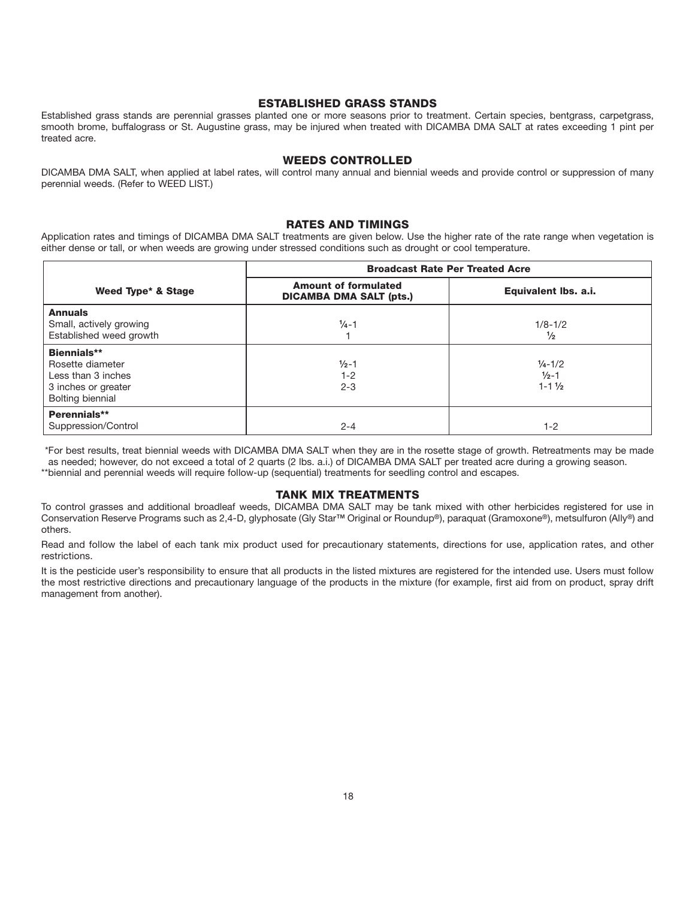## ESTABLISHED GRASS STANDS

Established grass stands are perennial grasses planted one or more seasons prior to treatment. Certain species, bentgrass, carpetgrass, smooth brome, buffalograss or St. Augustine grass, may be injured when treated with DICAMBA DMA SALT at rates exceeding 1 pint per treated acre.

## WEEDS CONTROLLED

DICAMBA DMA SALT, when applied at label rates, will control many annual and biennial weeds and provide control or suppression of many perennial weeds. (Refer to WEED LIST.)

## RATES AND TIMINGS

Application rates and timings of DICAMBA DMA SALT treatments are given below. Use the higher rate of the rate range when vegetation is either dense or tall, or when weeds are growing under stressed conditions such as drought or cool temperature.

| | **Broadcast Rate Per Treated Acre** | |
|---|---|---|
| **Weed Type* & Stage** | **Amount of formulated DICAMBA DMA SALT (pts.)** | **Equivalent lbs. a.i.** |
| **Annuals** | | |
| Small, actively growing | ¼-1 | 1/8-1/2 |
| Established weed growth | 1 | ½ |
| **Biennials**** | | |
| Rosette diameter | | |
| Less than 3 inches | ½-1 | ¼-1/2 |
| 3 inches or greater | 1-2 | ½-1 |
| Bolting biennial | 2-3 | 1-1½ |
| **Perennials**** | | |
| Suppression/Control | 2-4 | 1-2 |

*For best results, treat biennial weeds with DICAMBA DMA SALT when they are in the rosette stage of growth. Retreatments may be made as needed; however, do not exceed a total of 2 quarts (2 lbs. a.i.) of DICAMBA DMA SALT per treated acre during a growing season.

**biennial and perennial weeds will require follow-up (sequential) treatments for seedling control and escapes.

## TANK MIX TREATMENTS

To control grasses and additional broadleaf weeds, DICAMBA DMA SALT may be tank mixed with other herbicides registered for use in Conservation Reserve Programs such as 2,4-D, glyphosate (Gly Star™ Original or Roundup®), paraquat (Gramoxone®), metsulfuron (Ally®) and others.

Read and follow the label of each tank mix product used for precautionary statements, directions for use, application rates, and other restrictions.

It is the pesticide user's responsibility to ensure that all products in the listed mixtures are registered for the intended use. Users must follow the most restrictive directions and precautionary language of the products in the mixture (for example, first aid from on product, spray drift management from another).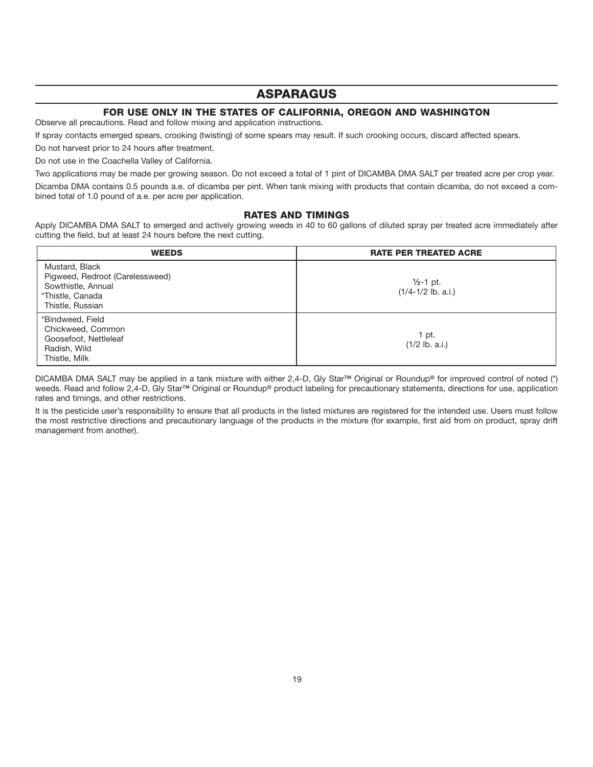# ASPARAGUS

## FOR USE ONLY IN THE STATES OF CALIFORNIA, OREGON AND WASHINGTON

Observe all precautions. Read and follow mixing and application instructions.

If spray contacts emerged spears, crooking (twisting) of some spears may result. If such crooking occurs, discard affected spears.

Do not harvest prior to 24 hours after treatment.

Do not use in the Coachella Valley of California.

Two applications may be made per growing season. Do not exceed a total of 1 pint of DICAMBA DMA SALT per treated acre per crop year.

Dicamba DMA contains 0.5 pounds a.e. of dicamba per pint. When tank mixing with products that contain dicamba, do not exceed a combined total of 1.0 pound of a.e. per acre per application.

### RATES AND TIMINGS

Apply DICAMBA DMA SALT to emerged and actively growing weeds in 40 to 60 gallons of diluted spray per treated acre immediately after cutting the field, but at least 24 hours before the next cutting.

| WEEDS | RATE PER TREATED ACRE |
|---|---|
| Mustard, Black<br>Pigweed, Redroot (Carelessweed)<br>Sowthistle, Annual<br>*Thistle, Canada<br>Thistle, Russian | ½-1 pt.<br>(1/4-1/2 lb. a.i.) |
| *Bindweed, Field<br>Chickweed, Common<br>Goosefoot, Nettleleaf<br>Radish, Wild<br>Thistle, Milk | 1 pt.<br>(1/2 lb. a.i.) |

DICAMBA DMA SALT may be applied in a tank mixture with either 2,4-D, Gly Star™ Original or Roundup® for improved control of noted (*) weeds. Read and follow 2,4-D, Gly Star™ Original or Roundup® product labeling for precautionary statements, directions for use, application rates and timings, and other restrictions.

It is the pesticide user's responsibility to ensure that all products in the listed mixtures are registered for the intended use. Users must follow the most restrictive directions and precautionary language of the products in the mixture (for example, first aid from on product, spray drift management from another).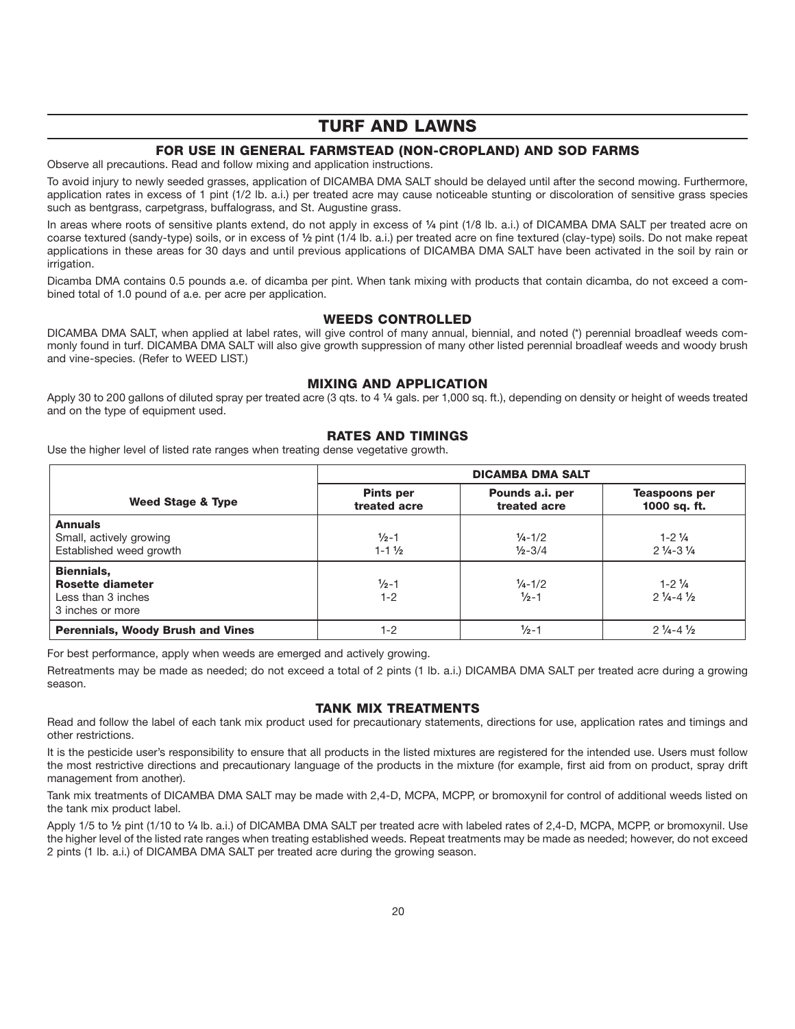# TURF AND LAWNS

## FOR USE IN GENERAL FARMSTEAD (NON-CROPLAND) AND SOD FARMS

Observe all precautions. Read and follow mixing and application instructions.

To avoid injury to newly seeded grasses, application of DICAMBA DMA SALT should be delayed until after the second mowing. Furthermore, application rates in excess of 1 pint (1/2 lb. a.i.) per treated acre may cause noticeable stunting or discoloration of sensitive grass species such as bentgrass, carpetgrass, buffalograss, and St. Augustine grass.

In areas where roots of sensitive plants extend, do not apply in excess of ¼ pint (1/8 lb. a.i.) of DICAMBA DMA SALT per treated acre on coarse textured (sandy-type) soils, or in excess of ½ pint (1/4 lb. a.i.) per treated acre on fine textured (clay-type) soils. Do not make repeat applications in these areas for 30 days and until previous applications of DICAMBA DMA SALT have been activated in the soil by rain or irrigation.

Dicamba DMA contains 0.5 pounds a.e. of dicamba per pint. When tank mixing with products that contain dicamba, do not exceed a combined total of 1.0 pound of a.e. per acre per application.

### WEEDS CONTROLLED

DICAMBA DMA SALT, when applied at label rates, will give control of many annual, biennial, and noted (*) perennial broadleaf weeds commonly found in turf. DICAMBA DMA SALT will also give growth suppression of many other listed perennial broadleaf weeds and woody brush and vine-species. (Refer to WEED LIST.)

### MIXING AND APPLICATION

Apply 30 to 200 gallons of diluted spray per treated acre (3 qts. to 4 ¼ gals. per 1,000 sq. ft.), depending on density or height of weeds treated and on the type of equipment used.

### RATES AND TIMINGS

Use the higher level of listed rate ranges when treating dense vegetative growth.

| Weed Stage & Type | DICAMBA DMA SALT | | |
|---|---|---|---|
| | **Pints per treated acre** | **Pounds a.i. per treated acre** | **Teaspoons per 1000 sq. ft.** |
| **Annuals** | | | |
| Small, actively growing | ½-1 | ¼-1/2 | 1-2 ¼ |
| Established weed growth | 1-1 ½ | ½-3/4 | 2 ¼-3 ¼ |
| **Biennials, Rosette diameter** | | | |
| Less than 3 inches | ½-1 | ¼-1/2 | 1-2 ¼ |
| 3 inches or more | 1-2 | ½-1 | 2 ¼-4 ½ |
| **Perennials, Woody Brush and Vines** | 1-2 | ½-1 | 2 ¼-4 ½ |

For best performance, apply when weeds are emerged and actively growing.

Retreatments may be made as needed; do not exceed a total of 2 pints (1 lb. a.i.) DICAMBA DMA SALT per treated acre during a growing season.

### TANK MIX TREATMENTS

Read and follow the label of each tank mix product used for precautionary statements, directions for use, application rates and timings and other restrictions.

It is the pesticide user's responsibility to ensure that all products in the listed mixtures are registered for the intended use. Users must follow the most restrictive directions and precautionary language of the products in the mixture (for example, first aid from on product, spray drift management from another).

Tank mix treatments of DICAMBA DMA SALT may be made with 2,4-D, MCPA, MCPP, or bromoxynil for control of additional weeds listed on the tank mix product label.

Apply 1/5 to ½ pint (1/10 to ¼ lb. a.i.) of DICAMBA DMA SALT per treated acre with labeled rates of 2,4-D, MCPA, MCPP, or bromoxynil. Use the higher level of the listed rate ranges when treating established weeds. Repeat treatments may be made as needed; however, do not exceed 2 pints (1 lb. a.i.) of DICAMBA DMA SALT per treated acre during the growing season.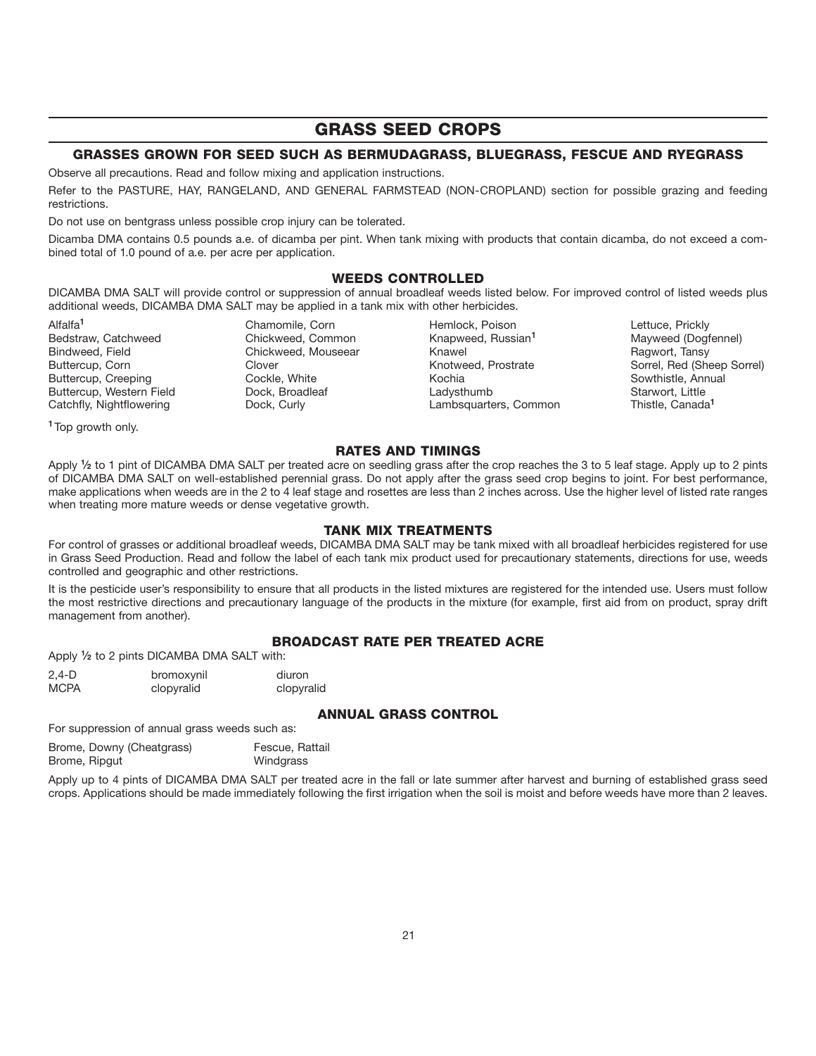# GRASS SEED CROPS

## GRASSES GROWN FOR SEED SUCH AS BERMUDAGRASS, BLUEGRASS, FESCUE AND RYEGRASS

Observe all precautions. Read and follow mixing and application instructions.

Refer to the PASTURE, HAY, RANGELAND, AND GENERAL FARMSTEAD (NON-CROPLAND) section for possible grazing and feeding restrictions.

Do not use on bentgrass unless possible crop injury can be tolerated.

Dicamba DMA contains 0.5 pounds a.e. of dicamba per pint. When tank mixing with products that contain dicamba, do not exceed a combined total of 1.0 pound of a.e. per acre per application.

### WEEDS CONTROLLED

DICAMBA DMA SALT will provide control or suppression of annual broadleaf weeds listed below. For improved control of listed weeds plus additional weeds, DICAMBA DMA SALT may be applied in a tank mix with other herbicides.

| | | | |
|---|---|---|---|
| Alfalfa[1] | Chamomile, Corn | Hemlock, Poison | Lettuce, Prickly |
| Bedstraw, Catchweed | Chickweed, Common | Knapweed, Russian[1] | Mayweed (Dogfennel) |
| Bindweed, Field | Chickweed, Mouseear | Knawel | Ragwort, Tansy |
| Buttercup, Corn | Clover | Knotweed, Prostrate | Sorrel, Red (Sheep Sorrel) |
| Buttercup, Creeping | Cockle, White | Kochia | Sowthistle, Annual |
| Buttercup, Western Field | Dock, Broadleaf | Ladysthumb | Starwort, Little |
| Catchfly, Nightflowering | Dock, Curly | Lambsquarters, Common | Thistle, Canada[1] |

[1] Top growth only.

### RATES AND TIMINGS

Apply ½ to 1 pint of DICAMBA DMA SALT per treated acre on seedling grass after the crop reaches the 3 to 5 leaf stage. Apply up to 2 pints of DICAMBA DMA SALT on well-established perennial grass. Do not apply after the grass seed crop begins to joint. For best performance, make applications when weeds are in the 2 to 4 leaf stage and rosettes are less than 2 inches across. Use the higher level of listed rate ranges when treating more mature weeds or dense vegetative growth.

### TANK MIX TREATMENTS

For control of grasses or additional broadleaf weeds, DICAMBA DMA SALT may be tank mixed with all broadleaf herbicides registered for use in Grass Seed Production. Read and follow the label of each tank mix product used for precautionary statements, directions for use, weeds controlled and geographic and other restrictions.

It is the pesticide user's responsibility to ensure that all products in the listed mixtures are registered for the intended use. Users must follow the most restrictive directions and precautionary language of the products in the mixture (for example, first aid from on product, spray drift management from another).

### BROADCAST RATE PER TREATED ACRE

Apply ½ to 2 pints DICAMBA DMA SALT with:

| | | |
|---|---|---|
| 2,4-D | bromoxynil | diuron |
| MCPA | clopyralid | clopyralid |

### ANNUAL GRASS CONTROL

For suppression of annual grass weeds such as:

| | |
|---|---|
| Brome, Downy (Cheatgrass) | Fescue, Rattail |
| Brome, Ripgut | Windgrass |

Apply up to 4 pints of DICAMBA DMA SALT per treated acre in the fall or late summer after harvest and burning of established grass seed crops. Applications should be made immediately following the first irrigation when the soil is moist and before weeds have more than 2 leaves.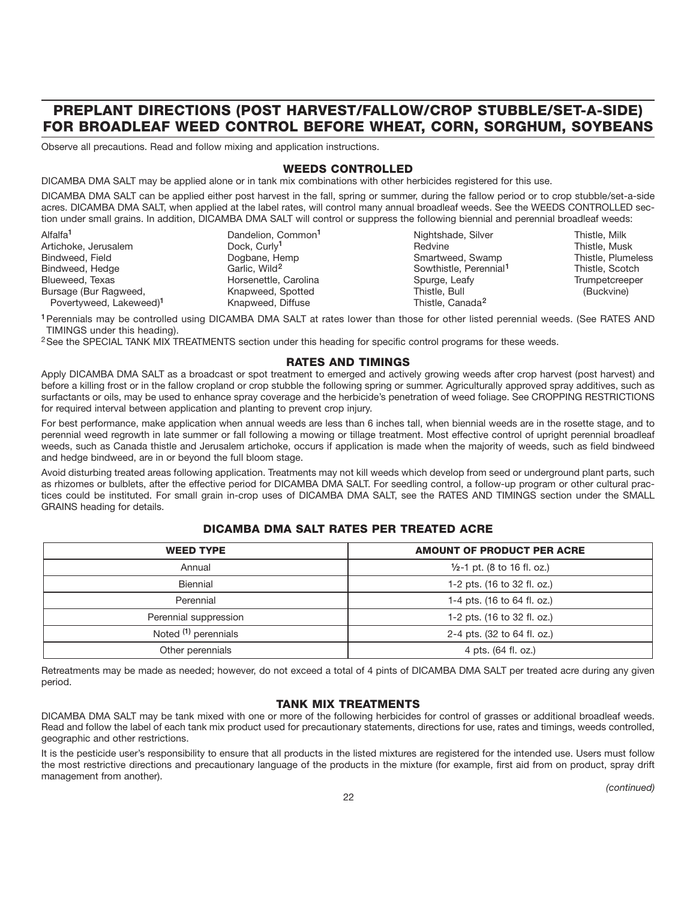## PREPLANT DIRECTIONS (POST HARVEST/FALLOW/CROP STUBBLE/SET-A-SIDE) FOR BROADLEAF WEED CONTROL BEFORE WHEAT, CORN, SORGHUM, SOYBEANS

Observe all precautions. Read and follow mixing and application instructions.

### WEEDS CONTROLLED

DICAMBA DMA SALT may be applied alone or in tank mix combinations with other herbicides registered for this use.

DICAMBA DMA SALT can be applied either post harvest in the fall, spring or summer, during the fallow period or to crop stubble/set-a-side acres. DICAMBA DMA SALT, when applied at the label rates, will control many annual broadleaf weeds. See the WEEDS CONTROLLED section under small grains. In addition, DICAMBA DMA SALT will control or suppress the following biennial and perennial broadleaf weeds:

- Alfalfa[1]
- Artichoke, Jerusalem
- Bindweed, Field
- Bindweed, Hedge
- Blueweed, Texas
- Bursage (Bur Ragweed, Povertyweed, Lakeweed)[1]
- Dandelion, Common[1]
- Dock, Curly[1]
- Dogbane, Hemp
- Garlic, Wild[2]
- Horsenettle, Carolina
- Knapweed, Spotted
- Knapweed, Diffuse
- Nightshade, Silver
- Redvine
- Smartweed, Swamp
- Sowthistle, Perennial[1]
- Spurge, Leafy
- Thistle, Bull
- Thistle, Canada[2]
- Thistle, Milk
- Thistle, Musk
- Thistle, Plumeless
- Thistle, Scotch
- Trumpetcreeper (Buckvine)

[1] Perennials may be controlled using DICAMBA DMA SALT at rates lower than those for other listed perennial weeds. (See RATES AND TIMINGS under this heading).

[2] See the SPECIAL TANK MIX TREATMENTS section under this heading for specific control programs for these weeds.

### RATES AND TIMINGS

Apply DICAMBA DMA SALT as a broadcast or spot treatment to emerged and actively growing weeds after crop harvest (post harvest) and before a killing frost or in the fallow cropland or crop stubble the following spring or summer. Agriculturally approved spray additives, such as surfactants or oils, may be used to enhance spray coverage and the herbicide's penetration of weed foliage. See CROPPING RESTRICTIONS for required interval between application and planting to prevent crop injury.

For best performance, make application when annual weeds are less than 6 inches tall, when biennial weeds are in the rosette stage, and to perennial weed regrowth in late summer or fall following a mowing or tillage treatment. Most effective control of upright perennial broadleaf weeds, such as Canada thistle and Jerusalem artichoke, occurs if application is made when the majority of weeds, such as field bindweed and hedge bindweed, are in or beyond the full bloom stage.

Avoid disturbing treated areas following application. Treatments may not kill weeds which develop from seed or underground plant parts, such as rhizomes or bulblets, after the effective period for DICAMBA DMA SALT. For seedling control, a follow-up program or other cultural practices could be instituted. For small grain in-crop uses of DICAMBA DMA SALT, see the RATES AND TIMINGS section under the SMALL GRAINS heading for details.

### DICAMBA DMA SALT RATES PER TREATED ACRE

| WEED TYPE | AMOUNT OF PRODUCT PER ACRE |
|---|---|
| Annual | ½-1 pt. (8 to 16 fl. oz.) |
| Biennial | 1-2 pts. (16 to 32 fl. oz.) |
| Perennial | 1-4 pts. (16 to 64 fl. oz.) |
| Perennial suppression | 1-2 pts. (16 to 32 fl. oz.) |
| Noted [1] perennials | 2-4 pts. (32 to 64 fl. oz.) |
| Other perennials | 4 pts. (64 fl. oz.) |

Retreatments may be made as needed; however, do not exceed a total of 4 pints of DICAMBA DMA SALT per treated acre during any given period.

### TANK MIX TREATMENTS

DICAMBA DMA SALT may be tank mixed with one or more of the following herbicides for control of grasses or additional broadleaf weeds. Read and follow the label of each tank mix product used for precautionary statements, directions for use, rates and timings, weeds controlled, geographic and other restrictions.

It is the pesticide user's responsibility to ensure that all products in the listed mixtures are registered for the intended use. Users must follow the most restrictive directions and precautionary language of the products in the mixture (for example, first aid from on product, spray drift management from another).

*(continued)*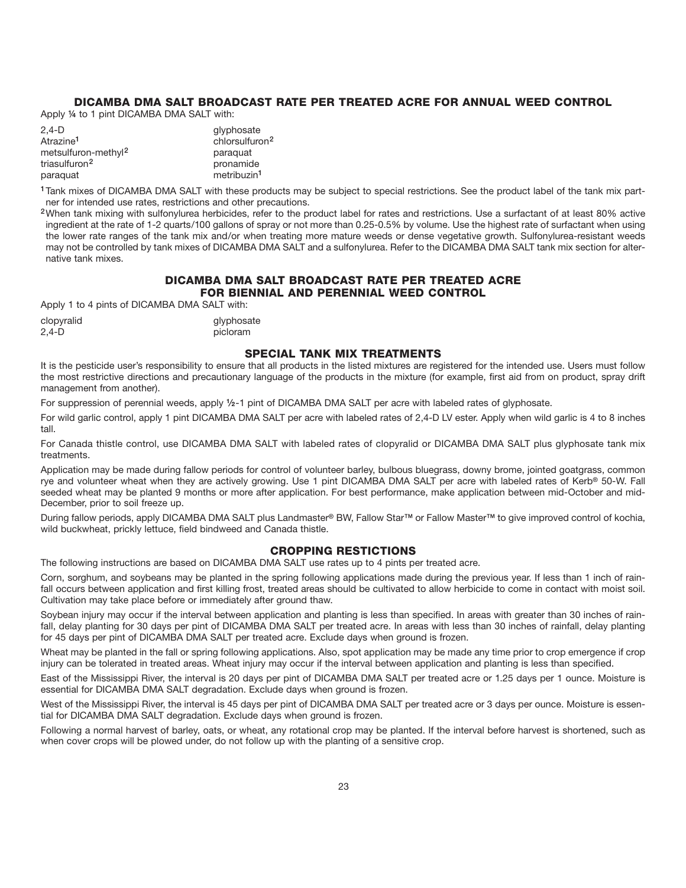## DICAMBA DMA SALT BROADCAST RATE PER TREATED ACRE FOR ANNUAL WEED CONTROL

Apply ¼ to 1 pint DICAMBA DMA SALT with:

| | |
|---|---|
| 2,4-D | glyphosate |
| Atrazine[1] | chlorsulfuron[2] |
| metsulfuron-methyl[2] | paraquat |
| triasulfuron[2] | pronamide |
| paraquat | metribuzin[1] |

[1] Tank mixes of DICAMBA DMA SALT with these products may be subject to special restrictions. See the product label of the tank mix partner for intended use rates, restrictions and other precautions.

[2] When tank mixing with sulfonylurea herbicides, refer to the product label for rates and restrictions. Use a surfactant of at least 80% active ingredient at the rate of 1-2 quarts/100 gallons of spray or not more than 0.25-0.5% by volume. Use the highest rate of surfactant when using the lower rate ranges of the tank mix and/or when treating more mature weeds or dense vegetative growth. Sulfonylurea-resistant weeds may not be controlled by tank mixes of DICAMBA DMA SALT and a sulfonylurea. Refer to the DICAMBA DMA SALT tank mix section for alternative tank mixes.

## DICAMBA DMA SALT BROADCAST RATE PER TREATED ACRE FOR BIENNIAL AND PERENNIAL WEED CONTROL

Apply 1 to 4 pints of DICAMBA DMA SALT with:

| | |
|---|---|
| clopyralid | glyphosate |
| 2,4-D | picloram |

## SPECIAL TANK MIX TREATMENTS

It is the pesticide user's responsibility to ensure that all products in the listed mixtures are registered for the intended use. Users must follow the most restrictive directions and precautionary language of the products in the mixture (for example, first aid from on product, spray drift management from another).

For suppression of perennial weeds, apply ½-1 pint of DICAMBA DMA SALT per acre with labeled rates of glyphosate.

For wild garlic control, apply 1 pint DICAMBA DMA SALT per acre with labeled rates of 2,4-D LV ester. Apply when wild garlic is 4 to 8 inches tall.

For Canada thistle control, use DICAMBA DMA SALT with labeled rates of clopyralid or DICAMBA DMA SALT plus glyphosate tank mix treatments.

Application may be made during fallow periods for control of volunteer barley, bulbous bluegrass, downy brome, jointed goatgrass, common rye and volunteer wheat when they are actively growing. Use 1 pint DICAMBA DMA SALT per acre with labeled rates of Kerb® 50-W. Fall seeded wheat may be planted 9 months or more after application. For best performance, make application between mid-October and mid-December, prior to soil freeze up.

During fallow periods, apply DICAMBA DMA SALT plus Landmaster® BW, Fallow Star™ or Fallow Master™ to give improved control of kochia, wild buckwheat, prickly lettuce, field bindweed and Canada thistle.

## CROPPING RESTICTIONS

The following instructions are based on DICAMBA DMA SALT use rates up to 4 pints per treated acre.

Corn, sorghum, and soybeans may be planted in the spring following applications made during the previous year. If less than 1 inch of rainfall occurs between application and first killing frost, treated areas should be cultivated to allow herbicide to come in contact with moist soil. Cultivation may take place before or immediately after ground thaw.

Soybean injury may occur if the interval between application and planting is less than specified. In areas with greater than 30 inches of rainfall, delay planting for 30 days per pint of DICAMBA DMA SALT per treated acre. In areas with less than 30 inches of rainfall, delay planting for 45 days per pint of DICAMBA DMA SALT per treated acre. Exclude days when ground is frozen.

Wheat may be planted in the fall or spring following applications. Also, spot application may be made any time prior to crop emergence if crop injury can be tolerated in treated areas. Wheat injury may occur if the interval between application and planting is less than specified.

East of the Mississippi River, the interval is 20 days per pint of DICAMBA DMA SALT per treated acre or 1.25 days per 1 ounce. Moisture is essential for DICAMBA DMA SALT degradation. Exclude days when ground is frozen.

West of the Mississippi River, the interval is 45 days per pint of DICAMBA DMA SALT per treated acre or 3 days per ounce. Moisture is essential for DICAMBA DMA SALT degradation. Exclude days when ground is frozen.

Following a normal harvest of barley, oats, or wheat, any rotational crop may be planted. If the interval before harvest is shortened, such as when cover crops will be plowed under, do not follow up with the planting of a sensitive crop.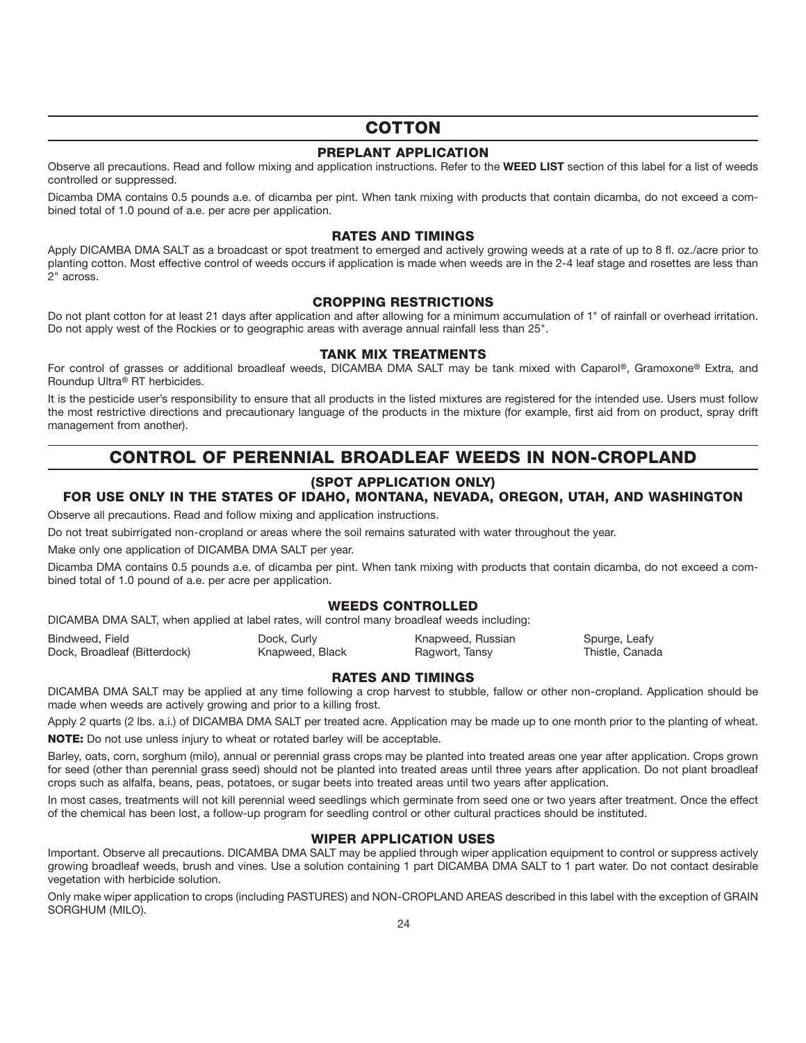# COTTON

## PREPLANT APPLICATION

Observe all precautions. Read and follow mixing and application instructions. Refer to the **WEED LIST** section of this label for a list of weeds controlled or suppressed.

Dicamba DMA contains 0.5 pounds a.e. of dicamba per pint. When tank mixing with products that contain dicamba, do not exceed a combined total of 1.0 pound of a.e. per acre per application.

## RATES AND TIMINGS

Apply DICAMBA DMA SALT as a broadcast or spot treatment to emerged and actively growing weeds at a rate of up to 8 fl. oz./acre prior to planting cotton. Most effective control of weeds occurs if application is made when weeds are in the 2-4 leaf stage and rosettes are less than 2" across.

## CROPPING RESTRICTIONS

Do not plant cotton for at least 21 days after application and after allowing for a minimum accumulation of 1" of rainfall or overhead irritation. Do not apply west of the Rockies or to geographic areas with average annual rainfall less than 25".

## TANK MIX TREATMENTS

For control of grasses or additional broadleaf weeds, DICAMBA DMA SALT may be tank mixed with Caparol®, Gramoxone® Extra, and Roundup Ultra® RT herbicides.

It is the pesticide user's responsibility to ensure that all products in the listed mixtures are registered for the intended use. Users must follow the most restrictive directions and precautionary language of the products in the mixture (for example, first aid from on product, spray drift management from another).

# CONTROL OF PERENNIAL BROADLEAF WEEDS IN NON-CROPLAND

## (SPOT APPLICATION ONLY)
## FOR USE ONLY IN THE STATES OF IDAHO, MONTANA, NEVADA, OREGON, UTAH, AND WASHINGTON

Observe all precautions. Read and follow mixing and application instructions.

Do not treat subirrigated non-cropland or areas where the soil remains saturated with water throughout the year.

Make only one application of DICAMBA DMA SALT per year.

Dicamba DMA contains 0.5 pounds a.e. of dicamba per pint. When tank mixing with products that contain dicamba, do not exceed a combined total of 1.0 pound of a.e. per acre per application.

## WEEDS CONTROLLED

DICAMBA DMA SALT, when applied at label rates, will control many broadleaf weeds including:

Bindweed, Field
Dock, Broadleaf (Bitterdock)
Dock, Curly
Knapweed, Black
Knapweed, Russian
Ragwort, Tansy
Spurge, Leafy
Thistle, Canada

## RATES AND TIMINGS

DICAMBA DMA SALT may be applied at any time following a crop harvest to stubble, fallow or other non-cropland. Application should be made when weeds are actively growing and prior to a killing frost.

Apply 2 quarts (2 lbs. a.i.) of DICAMBA DMA SALT per treated acre. Application may be made up to one month prior to the planting of wheat.

**NOTE:** Do not use unless injury to wheat or rotated barley will be acceptable.

Barley, oats, corn, sorghum (milo), annual or perennial grass crops may be planted into treated areas one year after application. Crops grown for seed (other than perennial grass seed) should not be planted into treated areas until three years after application. Do not plant broadleaf crops such as alfalfa, beans, peas, potatoes, or sugar beets into treated areas until two years after application.

In most cases, treatments will not kill perennial weed seedlings which germinate from seed one or two years after treatment. Once the effect of the chemical has been lost, a follow-up program for seedling control or other cultural practices should be instituted.

## WIPER APPLICATION USES

Important. Observe all precautions. DICAMBA DMA SALT may be applied through wiper application equipment to control or suppress actively growing broadleaf weeds, brush and vines. Use a solution containing 1 part DICAMBA DMA SALT to 1 part water. Do not contact desirable vegetation with herbicide solution.

Only make wiper application to crops (including PASTURES) and NON-CROPLAND AREAS described in this label with the exception of GRAIN SORGHUM (MILO).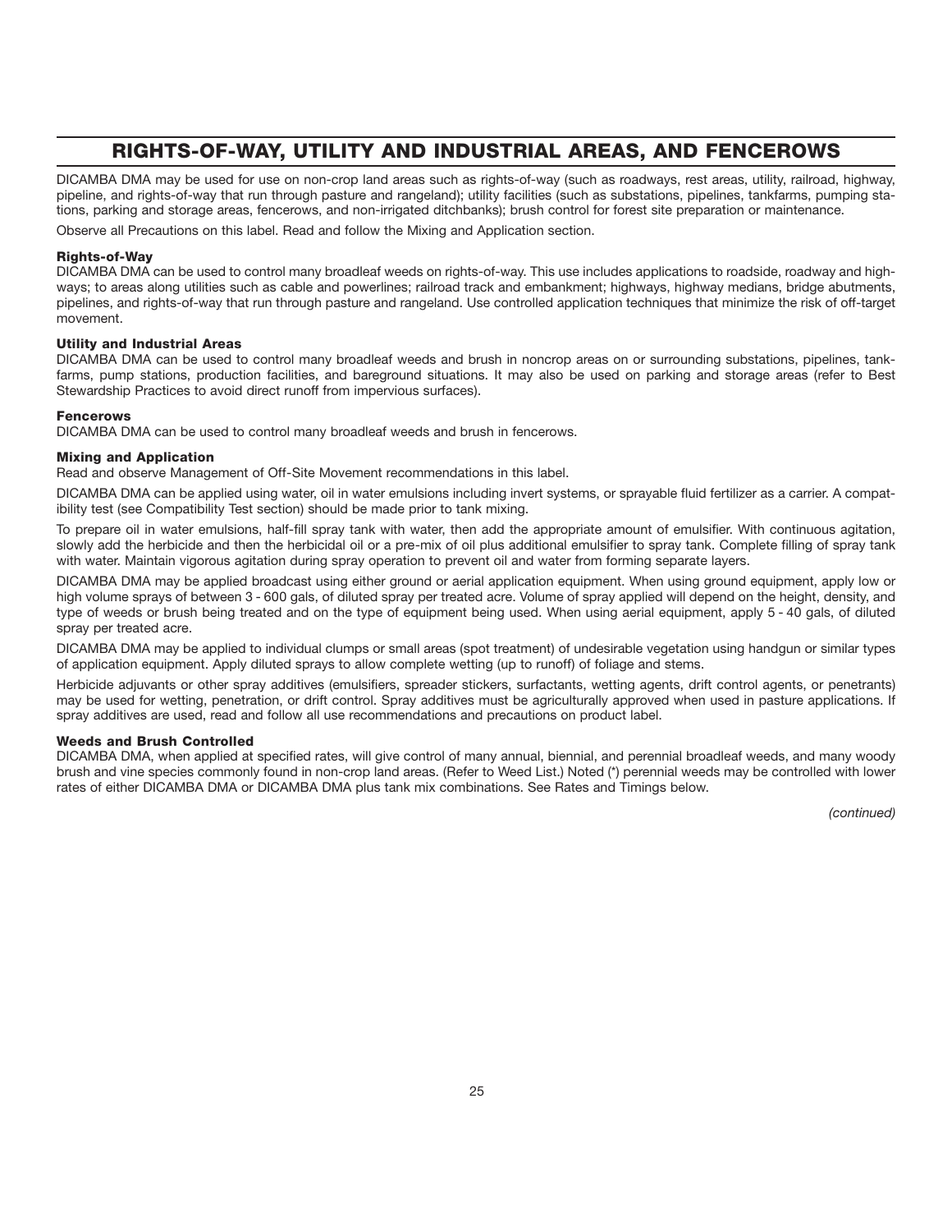## RIGHTS-OF-WAY, UTILITY AND INDUSTRIAL AREAS, AND FENCEROWS

DICAMBA DMA may be used for use on non-crop land areas such as rights-of-way (such as roadways, rest areas, utility, railroad, highway, pipeline, and rights-of-way that run through pasture and rangeland); utility facilities (such as substations, pipelines, tankfarms, pumping stations, parking and storage areas, fencerows, and non-irrigated ditchbanks); brush control for forest site preparation or maintenance.

Observe all Precautions on this label. Read and follow the Mixing and Application section.

**Rights-of-Way**
DICAMBA DMA can be used to control many broadleaf weeds on rights-of-way. This use includes applications to roadside, roadway and highways; to areas along utilities such as cable and powerlines; railroad track and embankment; highways, highway medians, bridge abutments, pipelines, and rights-of-way that run through pasture and rangeland. Use controlled application techniques that minimize the risk of off-target movement.

**Utility and Industrial Areas**
DICAMBA DMA can be used to control many broadleaf weeds and brush in noncrop areas on or surrounding substations, pipelines, tankfarms, pump stations, production facilities, and bareground situations. It may also be used on parking and storage areas (refer to Best Stewardship Practices to avoid direct runoff from impervious surfaces).

**Fencerows**
DICAMBA DMA can be used to control many broadleaf weeds and brush in fencerows.

**Mixing and Application**
Read and observe Management of Off-Site Movement recommendations in this label.

DICAMBA DMA can be applied using water, oil in water emulsions including invert systems, or sprayable fluid fertilizer as a carrier. A compatibility test (see Compatibility Test section) should be made prior to tank mixing.

To prepare oil in water emulsions, half-fill spray tank with water, then add the appropriate amount of emulsifier. With continuous agitation, slowly add the herbicide and then the herbicidal oil or a pre-mix of oil plus additional emulsifier to spray tank. Complete filling of spray tank with water. Maintain vigorous agitation during spray operation to prevent oil and water from forming separate layers.

DICAMBA DMA may be applied broadcast using either ground or aerial application equipment. When using ground equipment, apply low or high volume sprays of between 3 - 600 gals, of diluted spray per treated acre. Volume of spray applied will depend on the height, density, and type of weeds or brush being treated and on the type of equipment being used. When using aerial equipment, apply 5 - 40 gals, of diluted spray per treated acre.

DICAMBA DMA may be applied to individual clumps or small areas (spot treatment) of undesirable vegetation using handgun or similar types of application equipment. Apply diluted sprays to allow complete wetting (up to runoff) of foliage and stems.

Herbicide adjuvants or other spray additives (emulsifiers, spreader stickers, surfactants, wetting agents, drift control agents, or penetrants) may be used for wetting, penetration, or drift control. Spray additives must be agriculturally approved when used in pasture applications. If spray additives are used, read and follow all use recommendations and precautions on product label.

**Weeds and Brush Controlled**
DICAMBA DMA, when applied at specified rates, will give control of many annual, biennial, and perennial broadleaf weeds, and many woody brush and vine species commonly found in non-crop land areas. (Refer to Weed List.) Noted (*) perennial weeds may be controlled with lower rates of either DICAMBA DMA or DICAMBA DMA plus tank mix combinations. See Rates and Timings below.

*(continued)*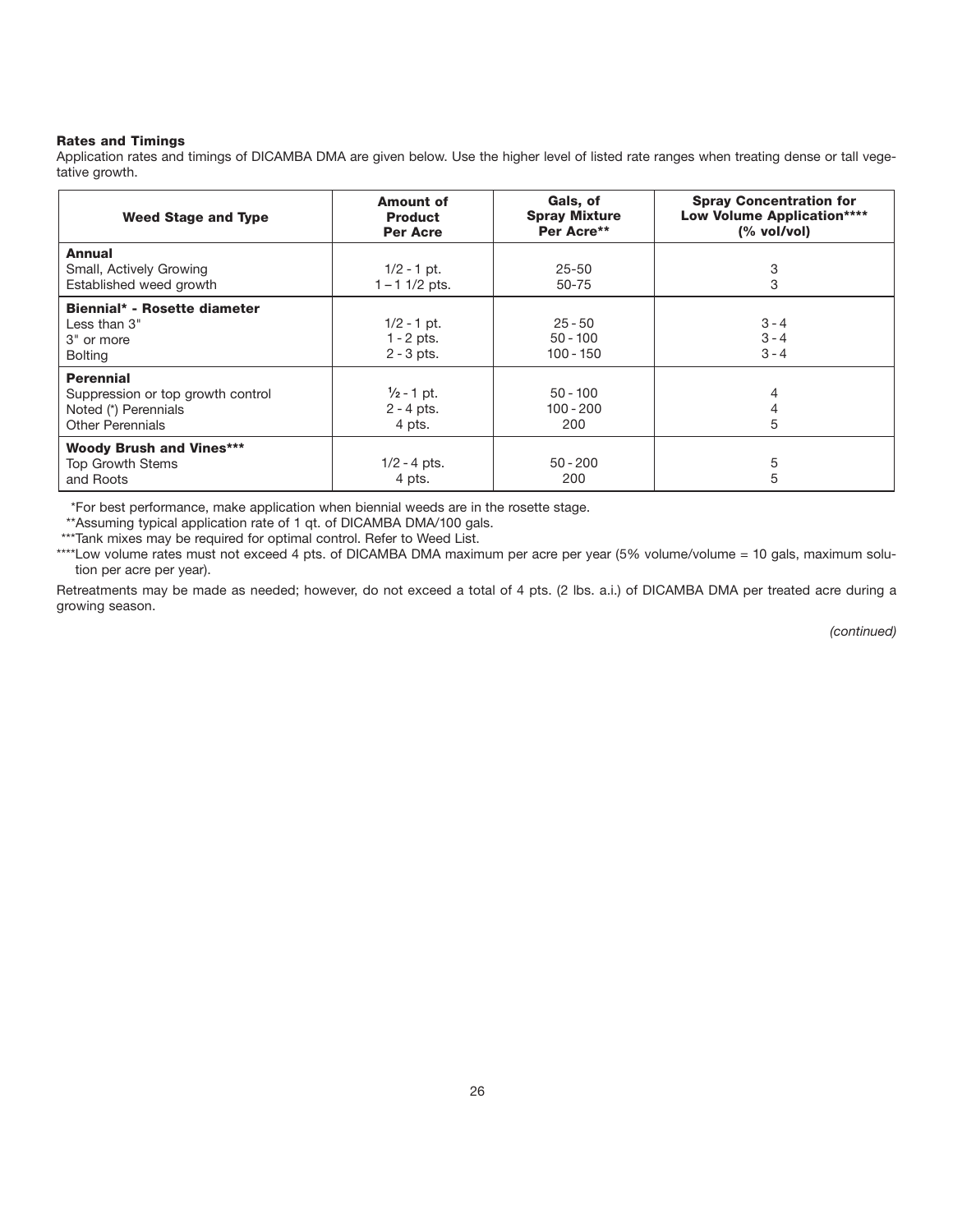**Rates and Timings**

Application rates and timings of DICAMBA DMA are given below. Use the higher level of listed rate ranges when treating dense or tall vegetative growth.

| Weed Stage and Type | Amount of Product Per Acre | Gals, of Spray Mixture Per Acre** | Spray Concentration for Low Volume Application**** (% vol/vol) |
|---|---|---|---|
| **Annual** | | | |
| Small, Actively Growing | 1/2 - 1 pt. | 25-50 | 3 |
| Established weed growth | 1 – 1 1/2 pts. | 50-75 | 3 |
| **Biennial* - Rosette diameter** | | | |
| Less than 3" | 1/2 - 1 pt. | 25 - 50 | 3 - 4 |
| 3" or more | 1 - 2 pts. | 50 - 100 | 3 - 4 |
| Bolting | 2 - 3 pts. | 100 - 150 | 3 - 4 |
| **Perennial** | | | |
| Suppression or top growth control | ½ - 1 pt. | 50 - 100 | 4 |
| Noted (*) Perennials | 2 - 4 pts. | 100 - 200 | 4 |
| Other Perennials | 4 pts. | 200 | 5 |
| **Woody Brush and Vines*** | | | |
| Top Growth Stems | 1/2 - 4 pts. | 50 - 200 | 5 |
| and Roots | 4 pts. | 200 | 5 |

*For best performance, make application when biennial weeds are in the rosette stage.

**Assuming typical application rate of 1 qt. of DICAMBA DMA/100 gals.

***Tank mixes may be required for optimal control. Refer to Weed List.

****Low volume rates must not exceed 4 pts. of DICAMBA DMA maximum per acre per year (5% volume/volume = 10 gals, maximum solution per acre per year).

Retreatments may be made as needed; however, do not exceed a total of 4 pts. (2 lbs. a.i.) of DICAMBA DMA per treated acre during a growing season.

*(continued)*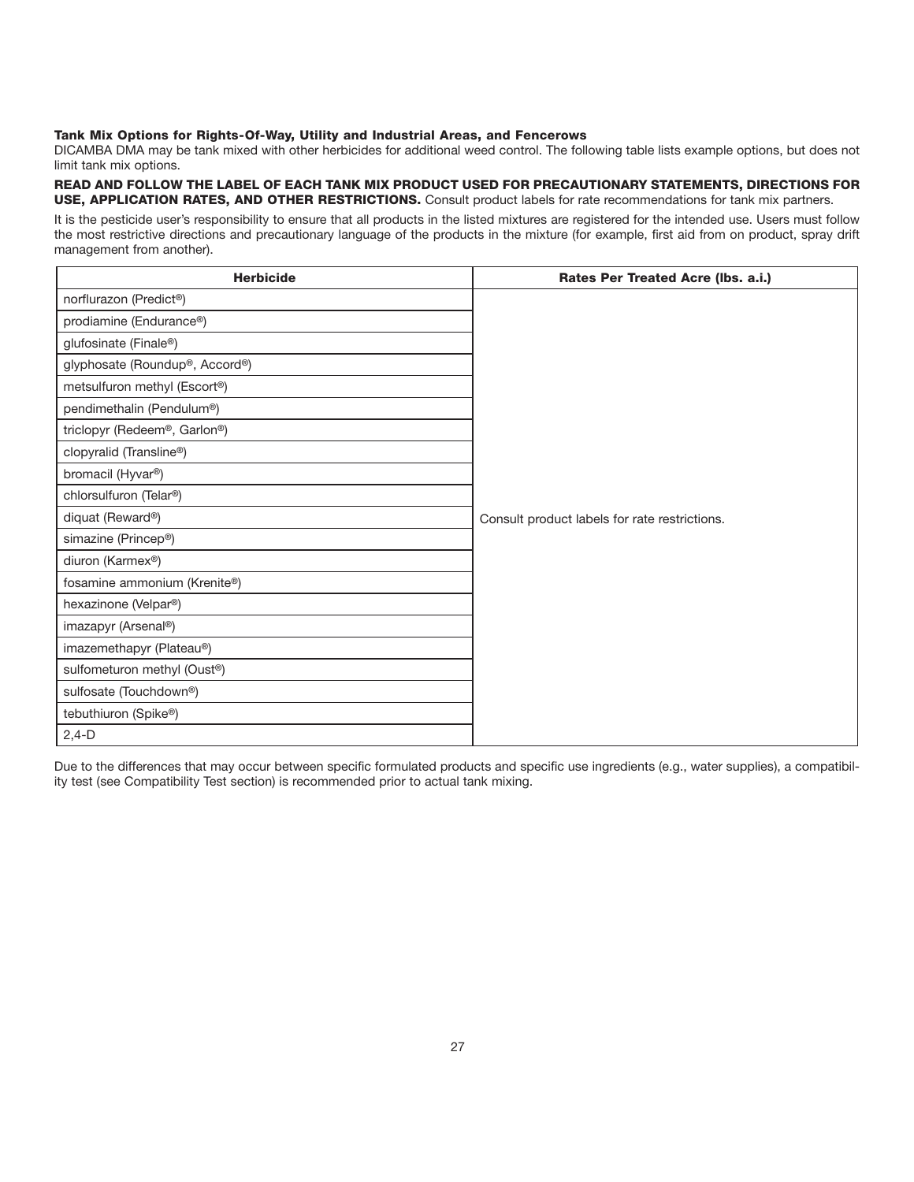### Tank Mix Options for Rights-Of-Way, Utility and Industrial Areas, and Fencerows

DICAMBA DMA may be tank mixed with other herbicides for additional weed control. The following table lists example options, but does not limit tank mix options.

**READ AND FOLLOW THE LABEL OF EACH TANK MIX PRODUCT USED FOR PRECAUTIONARY STATEMENTS, DIRECTIONS FOR USE, APPLICATION RATES, AND OTHER RESTRICTIONS.** Consult product labels for rate recommendations for tank mix partners.

It is the pesticide user's responsibility to ensure that all products in the listed mixtures are registered for the intended use. Users must follow the most restrictive directions and precautionary language of the products in the mixture (for example, first aid from on product, spray drift management from another).

| Herbicide | Rates Per Treated Acre (lbs. a.i.) |
|---|---|
| norflurazon (Predict®) | Consult product labels for rate restrictions. |
| prodiamine (Endurance®) | |
| glufosinate (Finale®) | |
| glyphosate (Roundup®, Accord®) | |
| metsulfuron methyl (Escort®) | |
| pendimethalin (Pendulum®) | |
| triclopyr (Redeem®, Garlon®) | |
| clopyralid (Transline®) | |
| bromacil (Hyvar®) | |
| chlorsulfuron (Telar®) | |
| diquat (Reward®) | |
| simazine (Princep®) | |
| diuron (Karmex®) | |
| fosamine ammonium (Krenite®) | |
| hexazinone (Velpar®) | |
| imazapyr (Arsenal®) | |
| imazemethapyr (Plateau®) | |
| sulfometuron methyl (Oust®) | |
| sulfosate (Touchdown®) | |
| tebuthiuron (Spike®) | |
| 2,4-D | |

Due to the differences that may occur between specific formulated products and specific use ingredients (e.g., water supplies), a compatibility test (see Compatibility Test section) is recommended prior to actual tank mixing.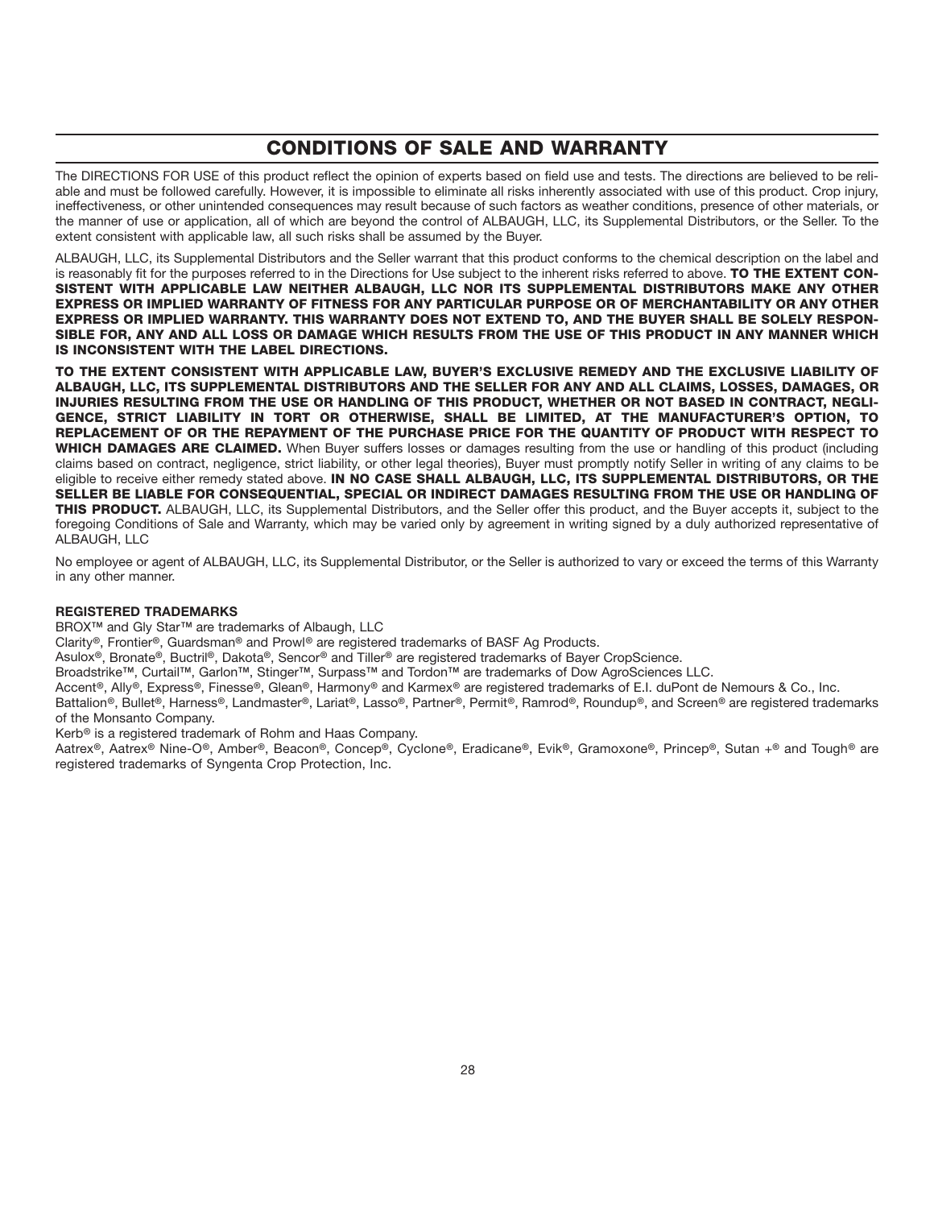## CONDITIONS OF SALE AND WARRANTY

The DIRECTIONS FOR USE of this product reflect the opinion of experts based on field use and tests. The directions are believed to be reliable and must be followed carefully. However, it is impossible to eliminate all risks inherently associated with use of this product. Crop injury, ineffectiveness, or other unintended consequences may result because of such factors as weather conditions, presence of other materials, or the manner of use or application, all of which are beyond the control of ALBAUGH, LLC, its Supplemental Distributors, or the Seller. To the extent consistent with applicable law, all such risks shall be assumed by the Buyer.

ALBAUGH, LLC, its Supplemental Distributors and the Seller warrant that this product conforms to the chemical description on the label and is reasonably fit for the purposes referred to in the Directions for Use subject to the inherent risks referred to above. **TO THE EXTENT CONSISTENT WITH APPLICABLE LAW NEITHER ALBAUGH, LLC NOR ITS SUPPLEMENTAL DISTRIBUTORS MAKE ANY OTHER EXPRESS OR IMPLIED WARRANTY OF FITNESS FOR ANY PARTICULAR PURPOSE OR OF MERCHANTABILITY OR ANY OTHER EXPRESS OR IMPLIED WARRANTY. THIS WARRANTY DOES NOT EXTEND TO, AND THE BUYER SHALL BE SOLELY RESPONSIBLE FOR, ANY AND ALL LOSS OR DAMAGE WHICH RESULTS FROM THE USE OF THIS PRODUCT IN ANY MANNER WHICH IS INCONSISTENT WITH THE LABEL DIRECTIONS.**

**TO THE EXTENT CONSISTENT WITH APPLICABLE LAW, BUYER'S EXCLUSIVE REMEDY AND THE EXCLUSIVE LIABILITY OF ALBAUGH, LLC, ITS SUPPLEMENTAL DISTRIBUTORS AND THE SELLER FOR ANY AND ALL CLAIMS, LOSSES, DAMAGES, OR INJURIES RESULTING FROM THE USE OR HANDLING OF THIS PRODUCT, WHETHER OR NOT BASED IN CONTRACT, NEGLIGENCE, STRICT LIABILITY IN TORT OR OTHERWISE, SHALL BE LIMITED, AT THE MANUFACTURER'S OPTION, TO REPLACEMENT OF OR THE REPAYMENT OF THE PURCHASE PRICE FOR THE QUANTITY OF PRODUCT WITH RESPECT TO WHICH DAMAGES ARE CLAIMED.** When Buyer suffers losses or damages resulting from the use or handling of this product (including claims based on contract, negligence, strict liability, or other legal theories), Buyer must promptly notify Seller in writing of any claims to be eligible to receive either remedy stated above. **IN NO CASE SHALL ALBAUGH, LLC, ITS SUPPLEMENTAL DISTRIBUTORS, OR THE SELLER BE LIABLE FOR CONSEQUENTIAL, SPECIAL OR INDIRECT DAMAGES RESULTING FROM THE USE OR HANDLING OF THIS PRODUCT.** ALBAUGH, LLC, its Supplemental Distributors, and the Seller offer this product, and the Buyer accepts it, subject to the foregoing Conditions of Sale and Warranty, which may be varied only by agreement in writing signed by a duly authorized representative of ALBAUGH, LLC

No employee or agent of ALBAUGH, LLC, its Supplemental Distributor, or the Seller is authorized to vary or exceed the terms of this Warranty in any other manner.

**REGISTERED TRADEMARKS**

BROX™ and Gly Star™ are trademarks of Albaugh, LLC

Clarity®, Frontier®, Guardsman® and Prowl® are registered trademarks of BASF Ag Products.

Asulox®, Bronate®, Buctril®, Dakota®, Sencor® and Tiller® are registered trademarks of Bayer CropScience.

Broadstrike™, Curtail™, Garlon™, Stinger™, Surpass™ and Tordon™ are trademarks of Dow AgroSciences LLC.

Accent®, Ally®, Express®, Finesse®, Glean®, Harmony® and Karmex® are registered trademarks of E.I. duPont de Nemours & Co., Inc.

Battalion®, Bullet®, Harness®, Landmaster®, Lariat®, Lasso®, Partner®, Permit®, Ramrod®, Roundup®, and Screen® are registered trademarks of the Monsanto Company.

Kerb® is a registered trademark of Rohm and Haas Company.

Aatrex®, Aatrex® Nine-O®, Amber®, Beacon®, Concep®, Cyclone®, Eradicane®, Evik®, Gramoxone®, Princep®, Sutan +® and Tough® are registered trademarks of Syngenta Crop Protection, Inc.